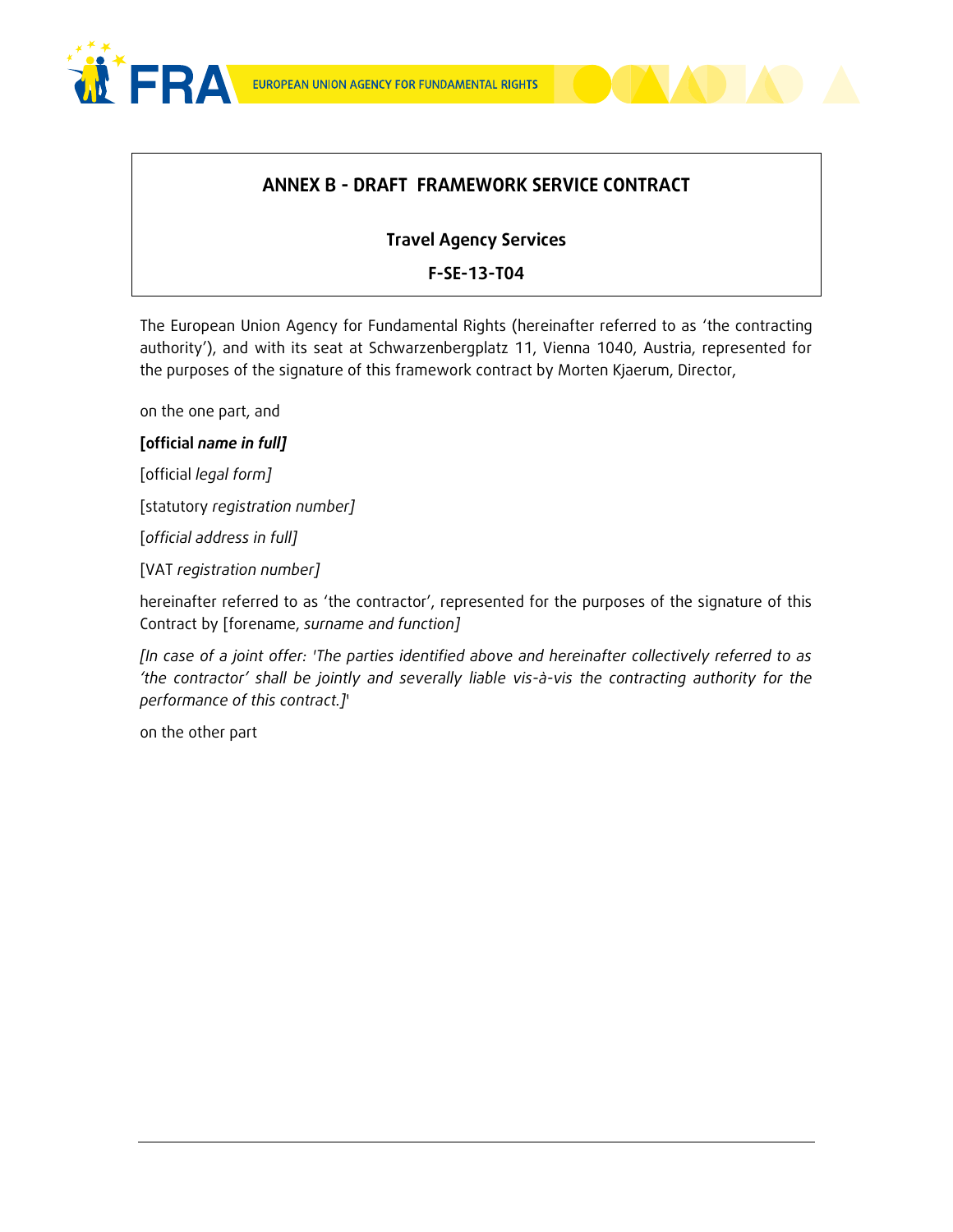# ANNEX B - DRAFT FRAMEWORK SERVICE CONTRACT

## Travel Agency Services

## F-SE-13-T04

The European Union Agency for Fundamental Rights (hereinafter referred to as 'the contracting authority'), and with its seat at Schwarzenbergplatz 11, Vienna 1040, Austria, represented for the purposes of the signature of this framework contract by Morten Kjaerum, Director,

on the one part, and

**[official *name in full]***

[official *legal form]*

[statutory *registration number]*

[*official address in full]*

[VAT *registration number]*

hereinafter referred to as 'the contractor', represented for the purposes of the signature of this Contract by [forename, *surname and function]*

*[In case of a joint offer: 'The parties identified above and hereinafter collectively referred to as 'the contractor' shall be jointly and severally liable vis-à-vis the contracting authority for the performance of this contract.]*'

on the other part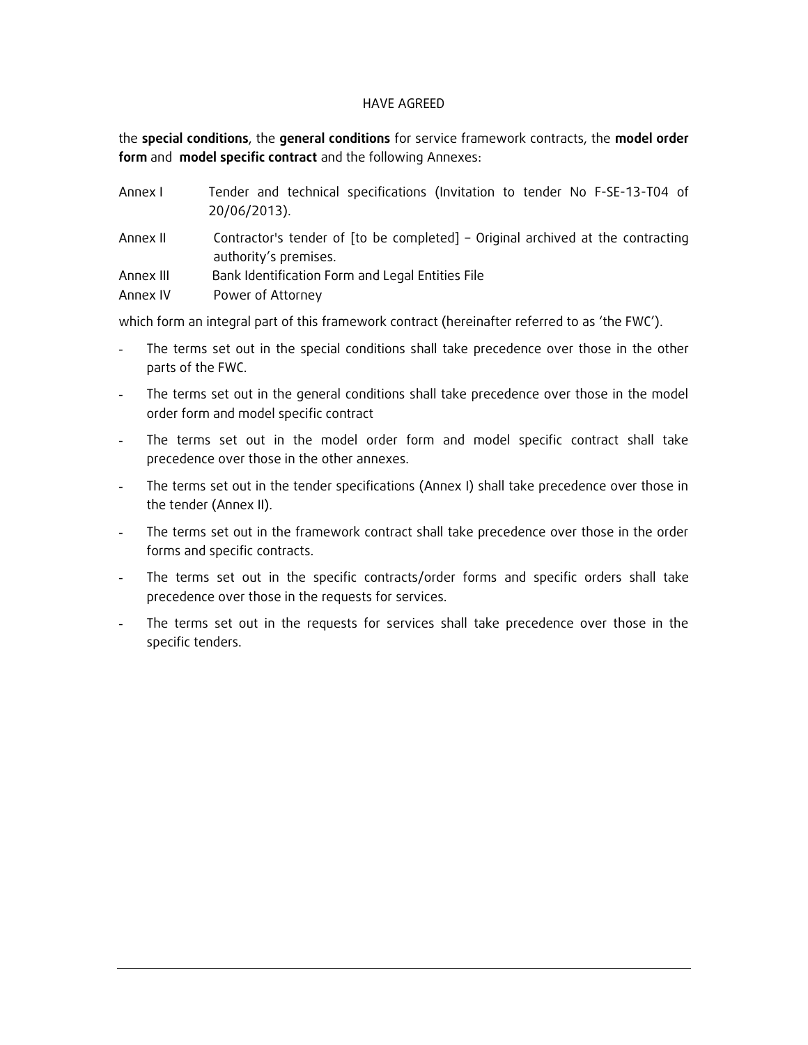HAVE AGREED

the **special conditions**, the **general conditions** for service framework contracts, the **model order form** and **model specific contract** and the following Annexes:

| | |
|---|---|
| Annex I | Tender and technical specifications (Invitation to tender No F-SE-13-T04 of 20/06/2013). |
| Annex II | Contractor's tender of [to be completed] – Original archived at the contracting authority's premises. |
| Annex III | Bank Identification Form and Legal Entities File |
| Annex IV | Power of Attorney |

which form an integral part of this framework contract (hereinafter referred to as 'the FWC').

- The terms set out in the special conditions shall take precedence over those in the other parts of the FWC.
- The terms set out in the general conditions shall take precedence over those in the model order form and model specific contract
- The terms set out in the model order form and model specific contract shall take precedence over those in the other annexes.
- The terms set out in the tender specifications (Annex I) shall take precedence over those in the tender (Annex II).
- The terms set out in the framework contract shall take precedence over those in the order forms and specific contracts.
- The terms set out in the specific contracts/order forms and specific orders shall take precedence over those in the requests for services.
- The terms set out in the requests for services shall take precedence over those in the specific tenders.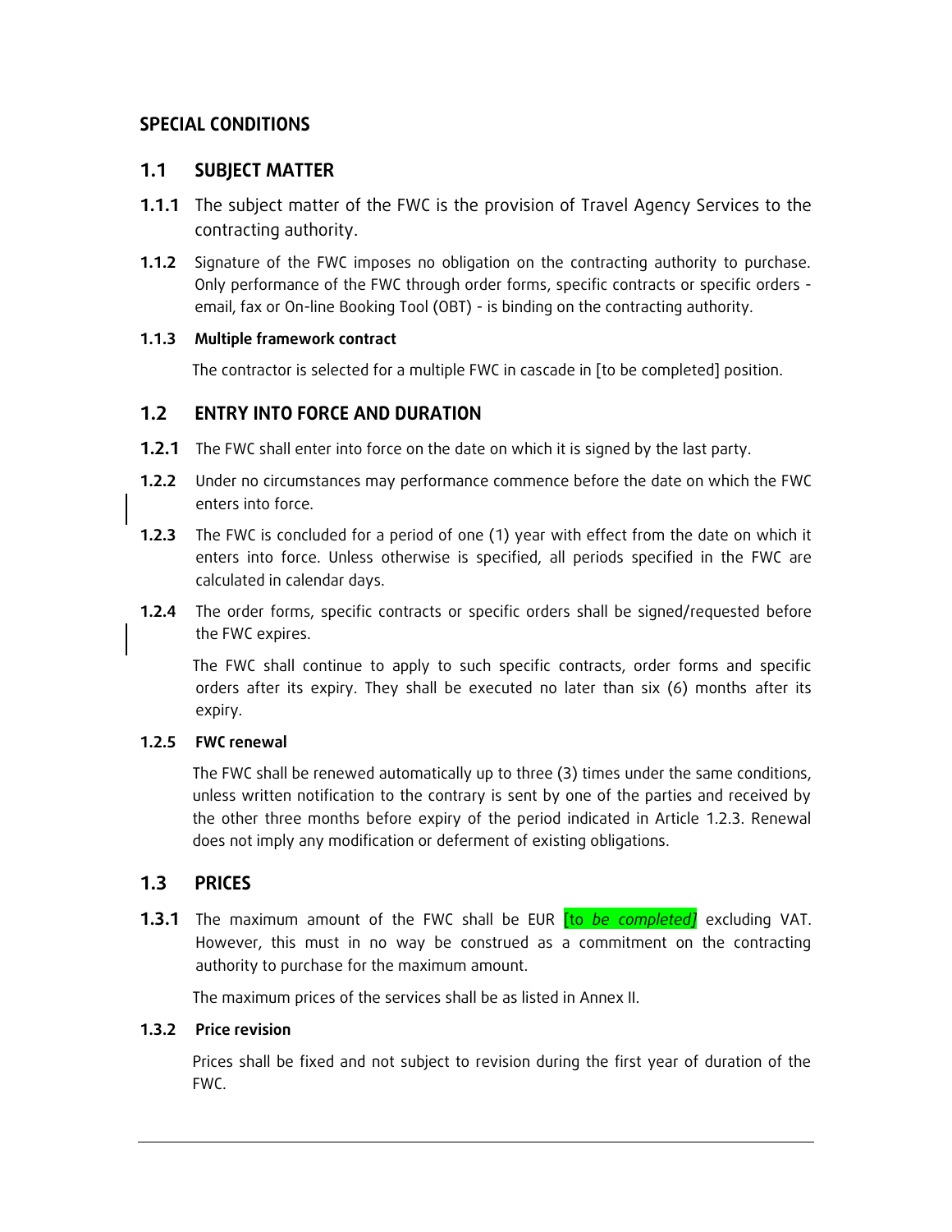# SPECIAL CONDITIONS

## 1.1 SUBJECT MATTER

**1.1.1** The subject matter of the FWC is the provision of Travel Agency Services to the contracting authority.

**1.1.2** Signature of the FWC imposes no obligation on the contracting authority to purchase. Only performance of the FWC through order forms, specific contracts or specific orders - email, fax or On-line Booking Tool (OBT) - is binding on the contracting authority.

### 1.1.3 Multiple framework contract

The contractor is selected for a multiple FWC in cascade in [to be completed] position.

## 1.2 ENTRY INTO FORCE AND DURATION

**1.2.1** The FWC shall enter into force on the date on which it is signed by the last party.

**1.2.2** Under no circumstances may performance commence before the date on which the FWC enters into force.

**1.2.3** The FWC is concluded for a period of one (1) year with effect from the date on which it enters into force. Unless otherwise is specified, all periods specified in the FWC are calculated in calendar days.

**1.2.4** The order forms, specific contracts or specific orders shall be signed/requested before the FWC expires.

The FWC shall continue to apply to such specific contracts, order forms and specific orders after its expiry. They shall be executed no later than six (6) months after its expiry.

### 1.2.5 FWC renewal

The FWC shall be renewed automatically up to three (3) times under the same conditions, unless written notification to the contrary is sent by one of the parties and received by the other three months before expiry of the period indicated in Article 1.2.3. Renewal does not imply any modification or deferment of existing obligations.

## 1.3 PRICES

**1.3.1** The maximum amount of the FWC shall be EUR [to *be completed]* excluding VAT. However, this must in no way be construed as a commitment on the contracting authority to purchase for the maximum amount.

The maximum prices of the services shall be as listed in Annex II.

### 1.3.2 Price revision

Prices shall be fixed and not subject to revision during the first year of duration of the FWC.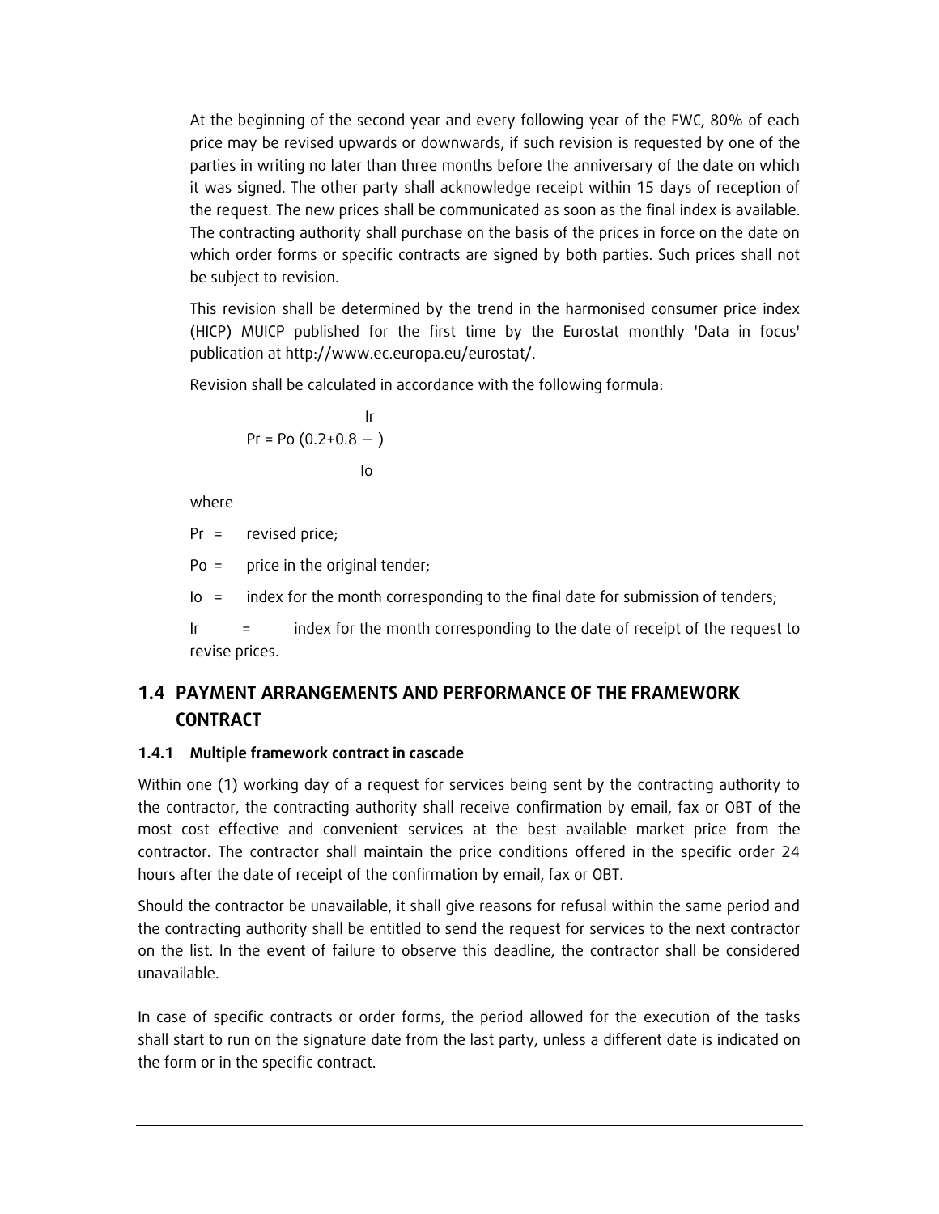At the beginning of the second year and every following year of the FWC, 80% of each price may be revised upwards or downwards, if such revision is requested by one of the parties in writing no later than three months before the anniversary of the date on which it was signed. The other party shall acknowledge receipt within 15 days of reception of the request. The new prices shall be communicated as soon as the final index is available. The contracting authority shall purchase on the basis of the prices in force on the date on which order forms or specific contracts are signed by both parties. Such prices shall not be subject to revision.

This revision shall be determined by the trend in the harmonised consumer price index (HICP) MUICP published for the first time by the Eurostat monthly 'Data in focus' publication at http://www.ec.europa.eu/eurostat/.

Revision shall be calculated in accordance with the following formula:

$$Pr = Po\left(0.2 + 0.8\,\frac{Ir}{Io}\right)$$

where

Pr = revised price;

Po = price in the original tender;

Io = index for the month corresponding to the final date for submission of tenders;

Ir = index for the month corresponding to the date of receipt of the request to revise prices.

## 1.4 PAYMENT ARRANGEMENTS AND PERFORMANCE OF THE FRAMEWORK CONTRACT

### 1.4.1 Multiple framework contract in cascade

Within one (1) working day of a request for services being sent by the contracting authority to the contractor, the contracting authority shall receive confirmation by email, fax or OBT of the most cost effective and convenient services at the best available market price from the contractor. The contractor shall maintain the price conditions offered in the specific order 24 hours after the date of receipt of the confirmation by email, fax or OBT.

Should the contractor be unavailable, it shall give reasons for refusal within the same period and the contracting authority shall be entitled to send the request for services to the next contractor on the list. In the event of failure to observe this deadline, the contractor shall be considered unavailable.

In case of specific contracts or order forms, the period allowed for the execution of the tasks shall start to run on the signature date from the last party, unless a different date is indicated on the form or in the specific contract.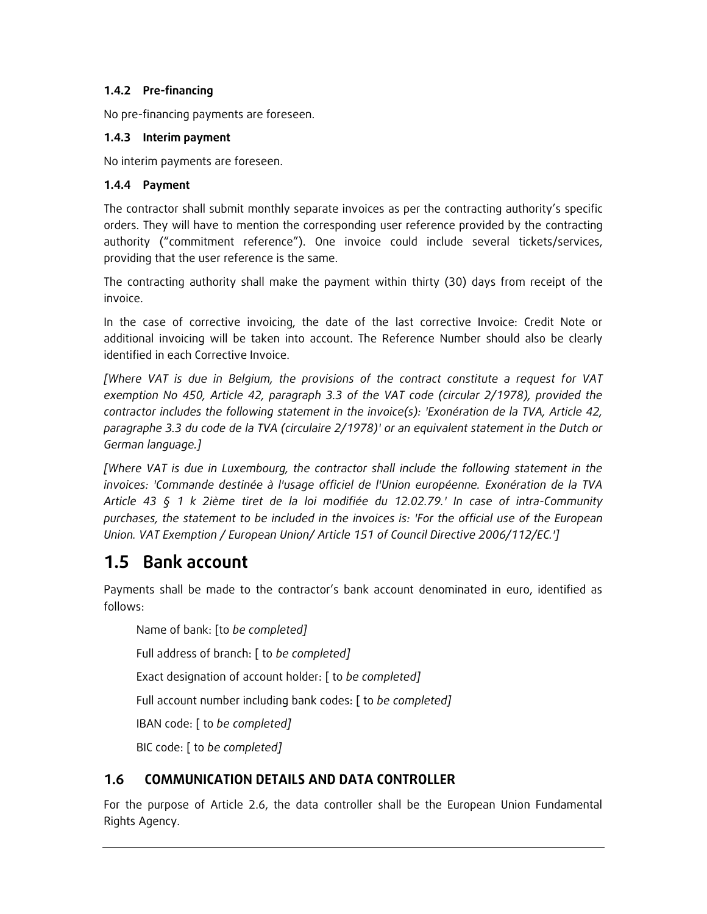#### 1.4.2 Pre-financing

No pre-financing payments are foreseen.

#### 1.4.3 Interim payment

No interim payments are foreseen.

#### 1.4.4 Payment

The contractor shall submit monthly separate invoices as per the contracting authority's specific orders. They will have to mention the corresponding user reference provided by the contracting authority ("commitment reference"). One invoice could include several tickets/services, providing that the user reference is the same.

The contracting authority shall make the payment within thirty (30) days from receipt of the invoice.

In the case of corrective invoicing, the date of the last corrective Invoice: Credit Note or additional invoicing will be taken into account. The Reference Number should also be clearly identified in each Corrective Invoice.

*[Where VAT is due in Belgium, the provisions of the contract constitute a request for VAT exemption No 450, Article 42, paragraph 3.3 of the VAT code (circular 2/1978), provided the contractor includes the following statement in the invoice(s): 'Exonération de la TVA, Article 42, paragraphe 3.3 du code de la TVA (circulaire 2/1978)' or an equivalent statement in the Dutch or German language.]*

*[Where VAT is due in Luxembourg, the contractor shall include the following statement in the invoices: 'Commande destinée à l'usage officiel de l'Union européenne. Exonération de la TVA Article 43 § 1 k 2ième tiret de la loi modifiée du 12.02.79.' In case of intra-Community purchases, the statement to be included in the invoices is: 'For the official use of the European Union. VAT Exemption / European Union/ Article 151 of Council Directive 2006/112/EC.']*

## 1.5 Bank account

Payments shall be made to the contractor's bank account denominated in euro, identified as follows:

Name of bank: [to *be completed]*

Full address of branch: [ to *be completed]*

Exact designation of account holder: [ to *be completed]*

Full account number including bank codes: [ to *be completed]*

IBAN code: [ to *be completed]*

BIC code: [ to *be completed]*

### 1.6 COMMUNICATION DETAILS AND DATA CONTROLLER

For the purpose of Article 2.6, the data controller shall be the European Union Fundamental Rights Agency.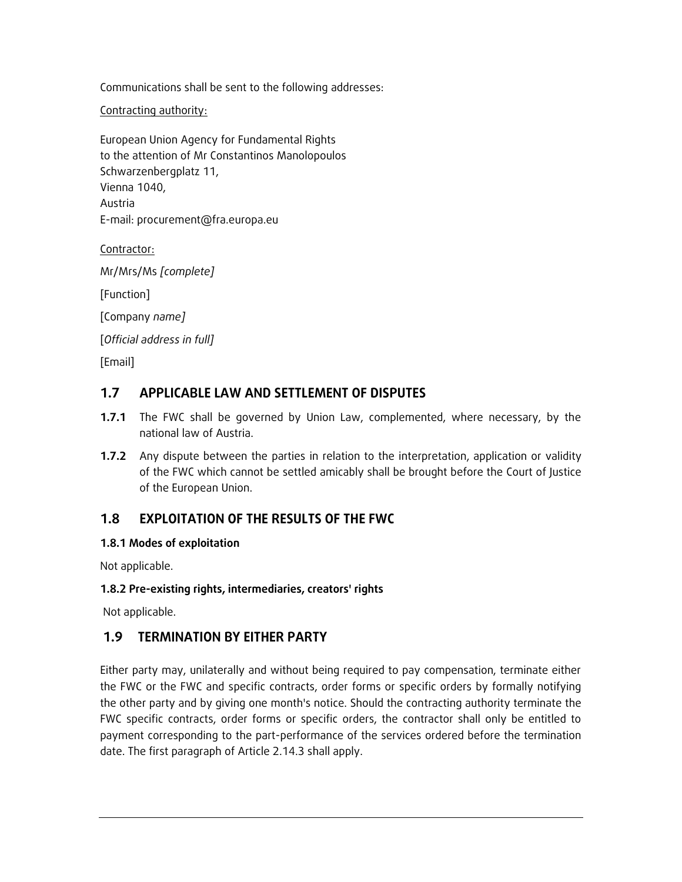Communications shall be sent to the following addresses:

Contracting authority:

European Union Agency for Fundamental Rights
to the attention of Mr Constantinos Manolopoulos
Schwarzenbergplatz 11,
Vienna 1040,
Austria
E-mail: procurement@fra.europa.eu

Contractor:

Mr/Mrs/Ms *[complete]*

[Function]

[Company *name]*

[*Official address in full]*

[Email]

## 1.7 APPLICABLE LAW AND SETTLEMENT OF DISPUTES

**1.7.1** The FWC shall be governed by Union Law, complemented, where necessary, by the national law of Austria.

**1.7.2** Any dispute between the parties in relation to the interpretation, application or validity of the FWC which cannot be settled amicably shall be brought before the Court of Justice of the European Union.

## 1.8 EXPLOITATION OF THE RESULTS OF THE FWC

### 1.8.1 Modes of exploitation

Not applicable.

### 1.8.2 Pre-existing rights, intermediaries, creators' rights

Not applicable.

## 1.9 TERMINATION BY EITHER PARTY

Either party may, unilaterally and without being required to pay compensation, terminate either the FWC or the FWC and specific contracts, order forms or specific orders by formally notifying the other party and by giving one month's notice. Should the contracting authority terminate the FWC specific contracts, order forms or specific orders, the contractor shall only be entitled to payment corresponding to the part-performance of the services ordered before the termination date. The first paragraph of Article 2.14.3 shall apply.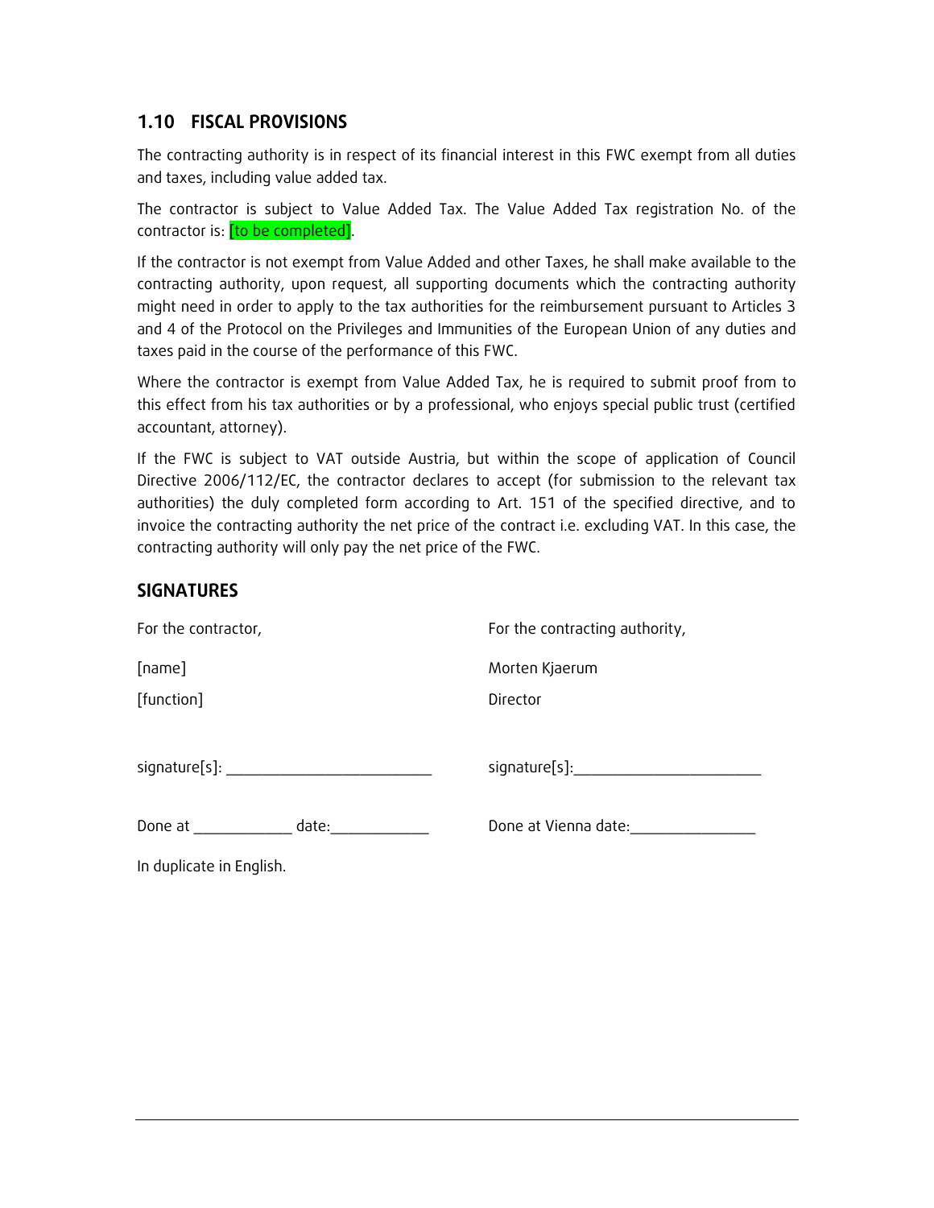## 1.10 FISCAL PROVISIONS

The contracting authority is in respect of its financial interest in this FWC exempt from all duties and taxes, including value added tax.

The contractor is subject to Value Added Tax. The Value Added Tax registration No. of the contractor is: [to be completed].

If the contractor is not exempt from Value Added and other Taxes, he shall make available to the contracting authority, upon request, all supporting documents which the contracting authority might need in order to apply to the tax authorities for the reimbursement pursuant to Articles 3 and 4 of the Protocol on the Privileges and Immunities of the European Union of any duties and taxes paid in the course of the performance of this FWC.

Where the contractor is exempt from Value Added Tax, he is required to submit proof from to this effect from his tax authorities or by a professional, who enjoys special public trust (certified accountant, attorney).

If the FWC is subject to VAT outside Austria, but within the scope of application of Council Directive 2006/112/EC, the contractor declares to accept (for submission to the relevant tax authorities) the duly completed form according to Art. 151 of the specified directive, and to invoice the contracting authority the net price of the contract i.e. excluding VAT. In this case, the contracting authority will only pay the net price of the FWC.

## SIGNATURES

| For the contractor, | For the contracting authority, |
|---|---|
| [name] | Morten Kjaerum |
| [function] | Director |
| signature[s]: _________________________ | signature[s]:_______________________ |
| Done at ____________ date:____________ | Done at Vienna date:_______________ |

In duplicate in English.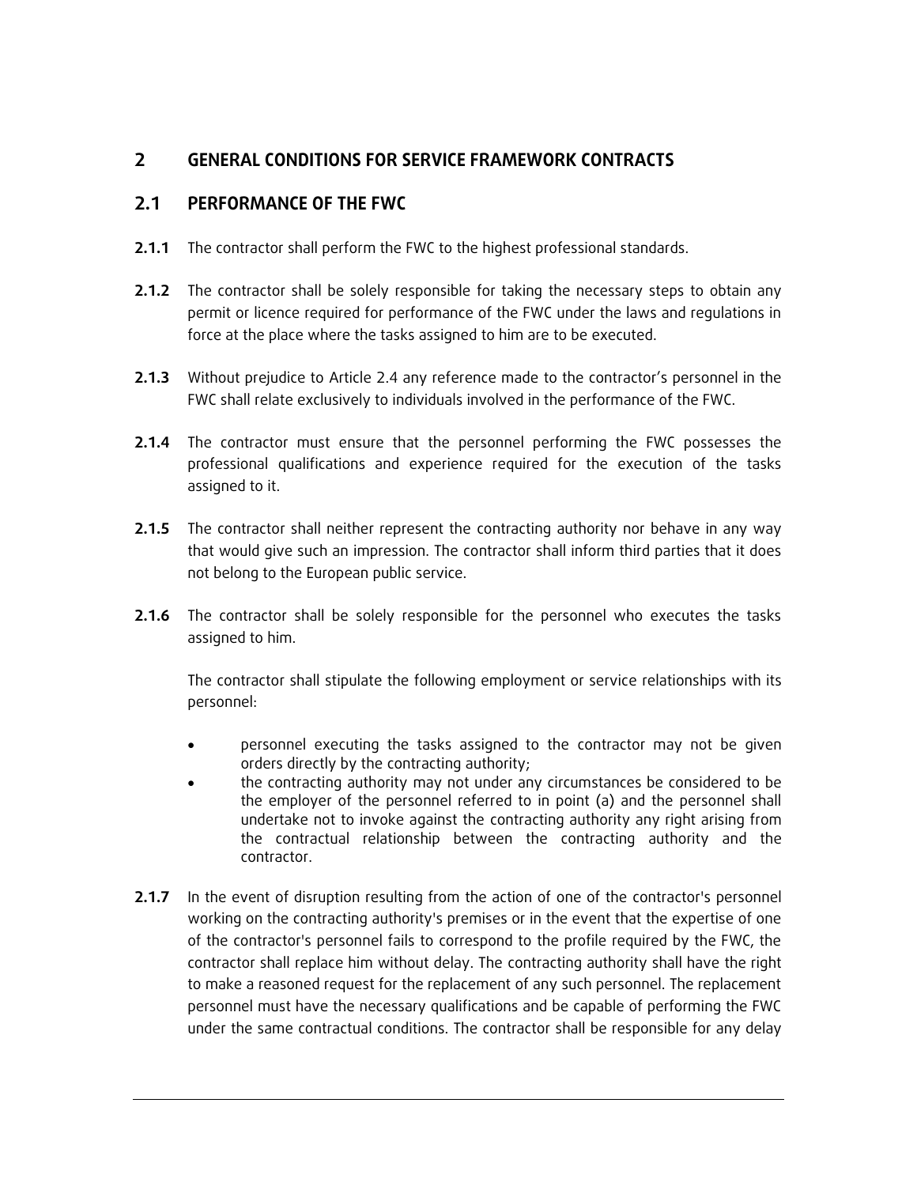# 2 GENERAL CONDITIONS FOR SERVICE FRAMEWORK CONTRACTS

## 2.1 PERFORMANCE OF THE FWC

**2.1.1** The contractor shall perform the FWC to the highest professional standards.

**2.1.2** The contractor shall be solely responsible for taking the necessary steps to obtain any permit or licence required for performance of the FWC under the laws and regulations in force at the place where the tasks assigned to him are to be executed.

**2.1.3** Without prejudice to Article 2.4 any reference made to the contractor's personnel in the FWC shall relate exclusively to individuals involved in the performance of the FWC.

**2.1.4** The contractor must ensure that the personnel performing the FWC possesses the professional qualifications and experience required for the execution of the tasks assigned to it.

**2.1.5** The contractor shall neither represent the contracting authority nor behave in any way that would give such an impression. The contractor shall inform third parties that it does not belong to the European public service.

**2.1.6** The contractor shall be solely responsible for the personnel who executes the tasks assigned to him.

The contractor shall stipulate the following employment or service relationships with its personnel:

- personnel executing the tasks assigned to the contractor may not be given orders directly by the contracting authority;
- the contracting authority may not under any circumstances be considered to be the employer of the personnel referred to in point (a) and the personnel shall undertake not to invoke against the contracting authority any right arising from the contractual relationship between the contracting authority and the contractor.

**2.1.7** In the event of disruption resulting from the action of one of the contractor's personnel working on the contracting authority's premises or in the event that the expertise of one of the contractor's personnel fails to correspond to the profile required by the FWC, the contractor shall replace him without delay. The contracting authority shall have the right to make a reasoned request for the replacement of any such personnel. The replacement personnel must have the necessary qualifications and be capable of performing the FWC under the same contractual conditions. The contractor shall be responsible for any delay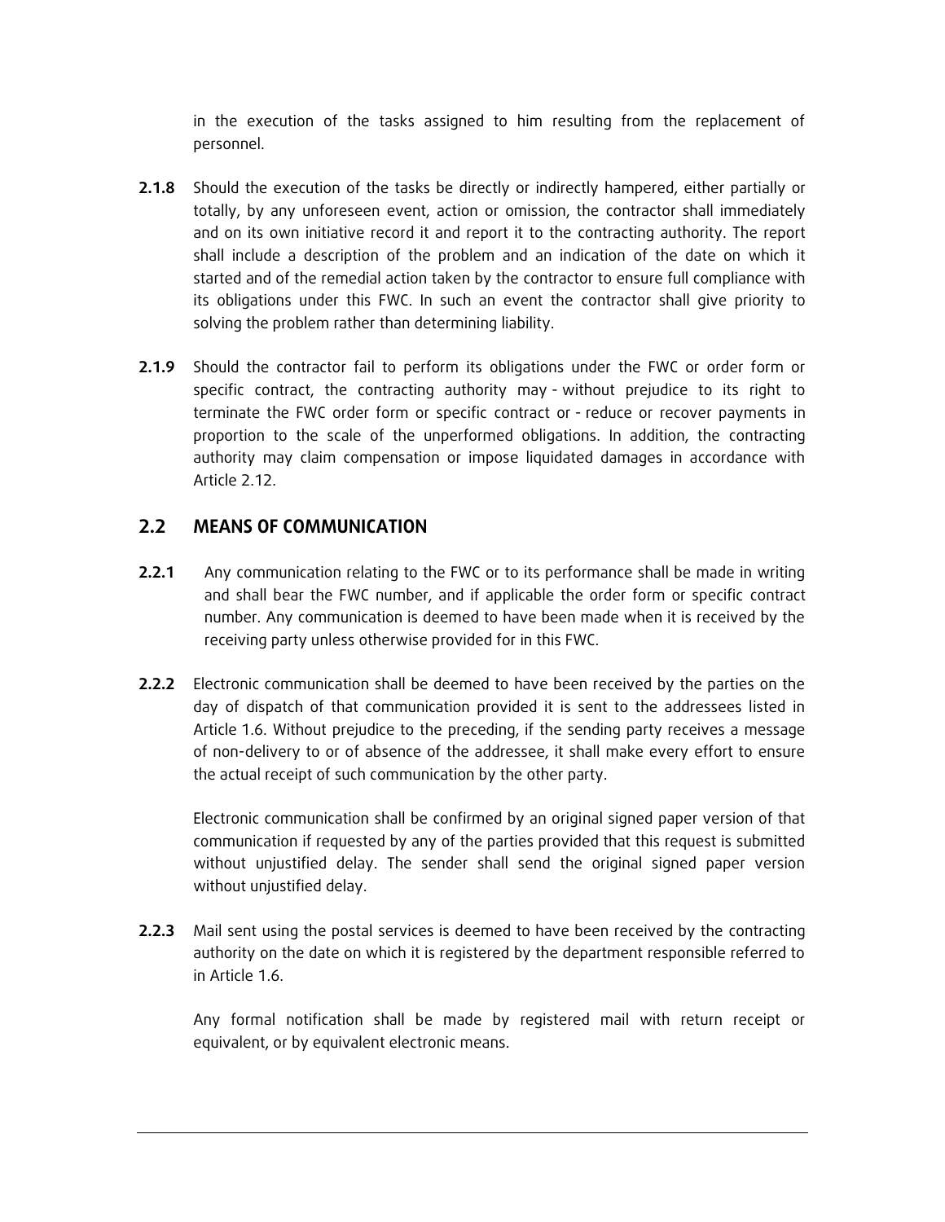in the execution of the tasks assigned to him resulting from the replacement of personnel.

**2.1.8** Should the execution of the tasks be directly or indirectly hampered, either partially or totally, by any unforeseen event, action or omission, the contractor shall immediately and on its own initiative record it and report it to the contracting authority. The report shall include a description of the problem and an indication of the date on which it started and of the remedial action taken by the contractor to ensure full compliance with its obligations under this FWC. In such an event the contractor shall give priority to solving the problem rather than determining liability.

**2.1.9** Should the contractor fail to perform its obligations under the FWC or order form or specific contract, the contracting authority may - without prejudice to its right to terminate the FWC order form or specific contract or - reduce or recover payments in proportion to the scale of the unperformed obligations. In addition, the contracting authority may claim compensation or impose liquidated damages in accordance with Article 2.12.

## 2.2 MEANS OF COMMUNICATION

**2.2.1** Any communication relating to the FWC or to its performance shall be made in writing and shall bear the FWC number, and if applicable the order form or specific contract number. Any communication is deemed to have been made when it is received by the receiving party unless otherwise provided for in this FWC.

**2.2.2** Electronic communication shall be deemed to have been received by the parties on the day of dispatch of that communication provided it is sent to the addressees listed in Article 1.6. Without prejudice to the preceding, if the sending party receives a message of non-delivery to or of absence of the addressee, it shall make every effort to ensure the actual receipt of such communication by the other party.

Electronic communication shall be confirmed by an original signed paper version of that communication if requested by any of the parties provided that this request is submitted without unjustified delay. The sender shall send the original signed paper version without unjustified delay.

**2.2.3** Mail sent using the postal services is deemed to have been received by the contracting authority on the date on which it is registered by the department responsible referred to in Article 1.6.

Any formal notification shall be made by registered mail with return receipt or equivalent, or by equivalent electronic means.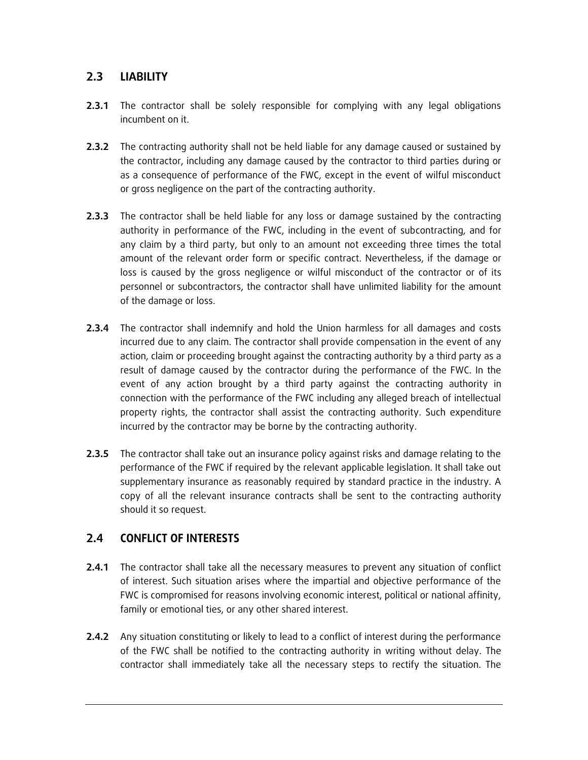## 2.3 LIABILITY

**2.3.1** The contractor shall be solely responsible for complying with any legal obligations incumbent on it.

**2.3.2** The contracting authority shall not be held liable for any damage caused or sustained by the contractor, including any damage caused by the contractor to third parties during or as a consequence of performance of the FWC, except in the event of wilful misconduct or gross negligence on the part of the contracting authority.

**2.3.3** The contractor shall be held liable for any loss or damage sustained by the contracting authority in performance of the FWC, including in the event of subcontracting, and for any claim by a third party, but only to an amount not exceeding three times the total amount of the relevant order form or specific contract. Nevertheless, if the damage or loss is caused by the gross negligence or wilful misconduct of the contractor or of its personnel or subcontractors, the contractor shall have unlimited liability for the amount of the damage or loss.

**2.3.4** The contractor shall indemnify and hold the Union harmless for all damages and costs incurred due to any claim. The contractor shall provide compensation in the event of any action, claim or proceeding brought against the contracting authority by a third party as a result of damage caused by the contractor during the performance of the FWC. In the event of any action brought by a third party against the contracting authority in connection with the performance of the FWC including any alleged breach of intellectual property rights, the contractor shall assist the contracting authority. Such expenditure incurred by the contractor may be borne by the contracting authority.

**2.3.5** The contractor shall take out an insurance policy against risks and damage relating to the performance of the FWC if required by the relevant applicable legislation. It shall take out supplementary insurance as reasonably required by standard practice in the industry. A copy of all the relevant insurance contracts shall be sent to the contracting authority should it so request.

## 2.4 CONFLICT OF INTERESTS

**2.4.1** The contractor shall take all the necessary measures to prevent any situation of conflict of interest. Such situation arises where the impartial and objective performance of the FWC is compromised for reasons involving economic interest, political or national affinity, family or emotional ties, or any other shared interest.

**2.4.2** Any situation constituting or likely to lead to a conflict of interest during the performance of the FWC shall be notified to the contracting authority in writing without delay. The contractor shall immediately take all the necessary steps to rectify the situation. The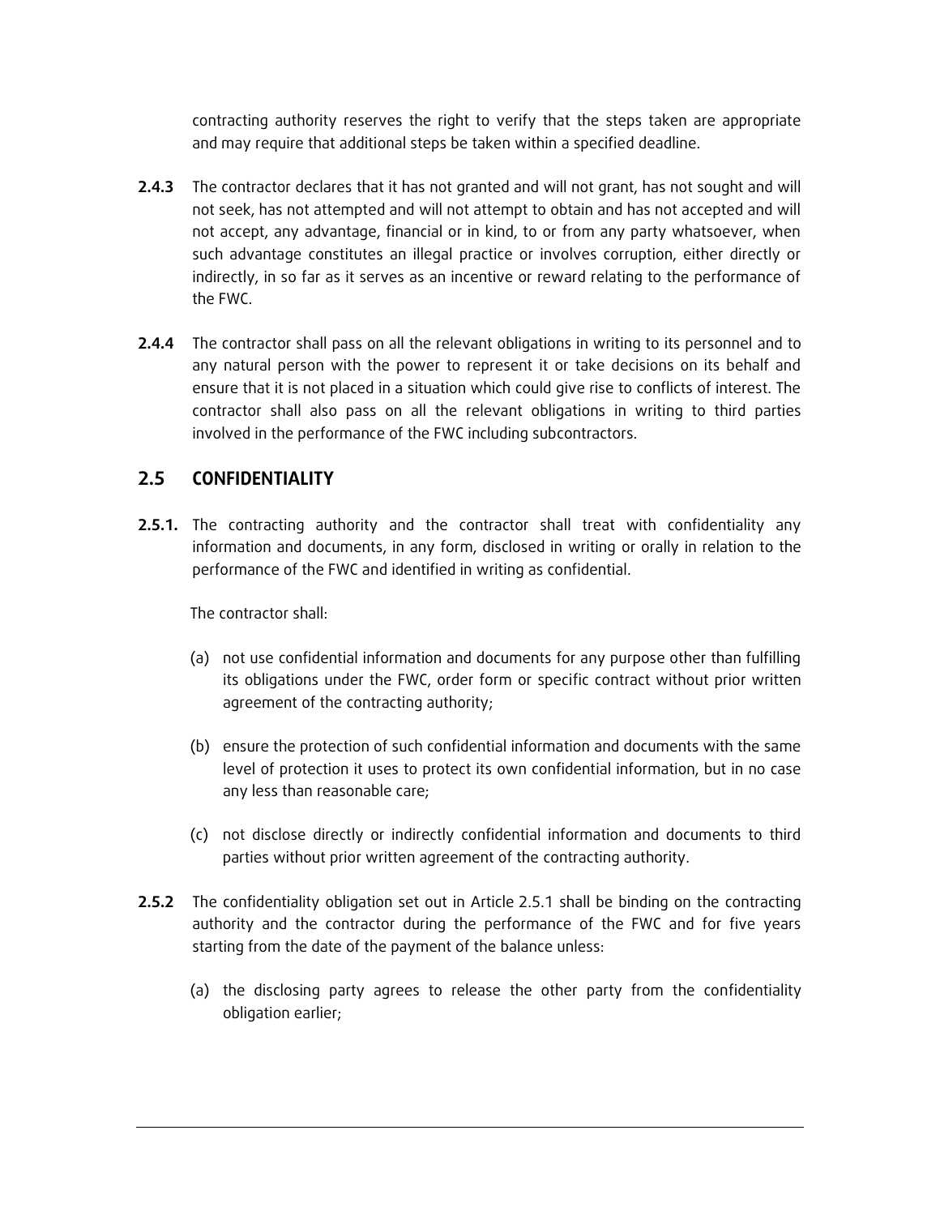contracting authority reserves the right to verify that the steps taken are appropriate and may require that additional steps be taken within a specified deadline.

**2.4.3** The contractor declares that it has not granted and will not grant, has not sought and will not seek, has not attempted and will not attempt to obtain and has not accepted and will not accept, any advantage, financial or in kind, to or from any party whatsoever, when such advantage constitutes an illegal practice or involves corruption, either directly or indirectly, in so far as it serves as an incentive or reward relating to the performance of the FWC.

**2.4.4** The contractor shall pass on all the relevant obligations in writing to its personnel and to any natural person with the power to represent it or take decisions on its behalf and ensure that it is not placed in a situation which could give rise to conflicts of interest. The contractor shall also pass on all the relevant obligations in writing to third parties involved in the performance of the FWC including subcontractors.

## 2.5 CONFIDENTIALITY

**2.5.1.** The contracting authority and the contractor shall treat with confidentiality any information and documents, in any form, disclosed in writing or orally in relation to the performance of the FWC and identified in writing as confidential.

The contractor shall:

(a) not use confidential information and documents for any purpose other than fulfilling its obligations under the FWC, order form or specific contract without prior written agreement of the contracting authority;

(b) ensure the protection of such confidential information and documents with the same level of protection it uses to protect its own confidential information, but in no case any less than reasonable care;

(c) not disclose directly or indirectly confidential information and documents to third parties without prior written agreement of the contracting authority.

**2.5.2** The confidentiality obligation set out in Article 2.5.1 shall be binding on the contracting authority and the contractor during the performance of the FWC and for five years starting from the date of the payment of the balance unless:

(a) the disclosing party agrees to release the other party from the confidentiality obligation earlier;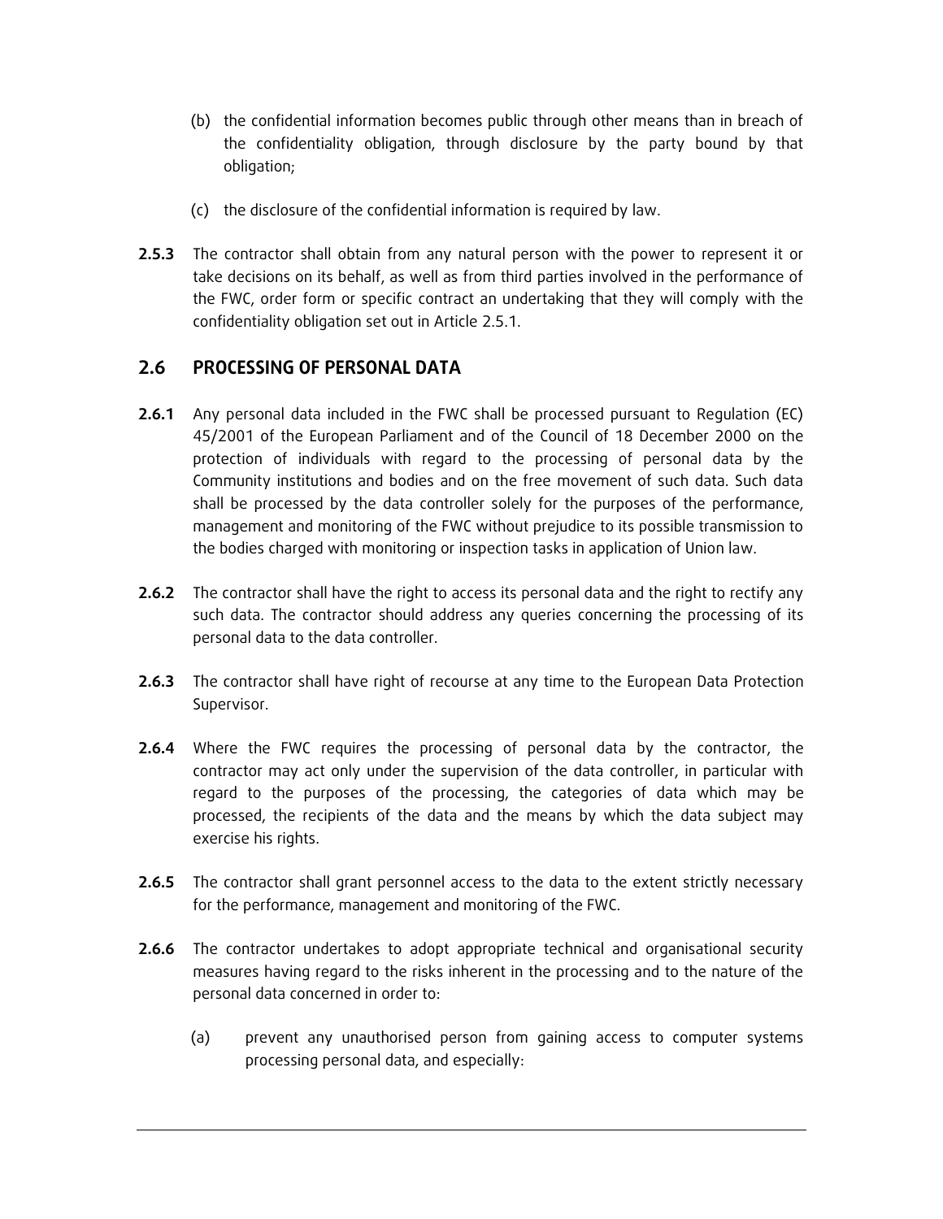(b) the confidential information becomes public through other means than in breach of the confidentiality obligation, through disclosure by the party bound by that obligation;

(c) the disclosure of the confidential information is required by law.

**2.5.3** The contractor shall obtain from any natural person with the power to represent it or take decisions on its behalf, as well as from third parties involved in the performance of the FWC, order form or specific contract an undertaking that they will comply with the confidentiality obligation set out in Article 2.5.1.

## 2.6 PROCESSING OF PERSONAL DATA

**2.6.1** Any personal data included in the FWC shall be processed pursuant to Regulation (EC) 45/2001 of the European Parliament and of the Council of 18 December 2000 on the protection of individuals with regard to the processing of personal data by the Community institutions and bodies and on the free movement of such data. Such data shall be processed by the data controller solely for the purposes of the performance, management and monitoring of the FWC without prejudice to its possible transmission to the bodies charged with monitoring or inspection tasks in application of Union law.

**2.6.2** The contractor shall have the right to access its personal data and the right to rectify any such data. The contractor should address any queries concerning the processing of its personal data to the data controller.

**2.6.3** The contractor shall have right of recourse at any time to the European Data Protection Supervisor.

**2.6.4** Where the FWC requires the processing of personal data by the contractor, the contractor may act only under the supervision of the data controller, in particular with regard to the purposes of the processing, the categories of data which may be processed, the recipients of the data and the means by which the data subject may exercise his rights.

**2.6.5** The contractor shall grant personnel access to the data to the extent strictly necessary for the performance, management and monitoring of the FWC.

**2.6.6** The contractor undertakes to adopt appropriate technical and organisational security measures having regard to the risks inherent in the processing and to the nature of the personal data concerned in order to:

(a) prevent any unauthorised person from gaining access to computer systems processing personal data, and especially: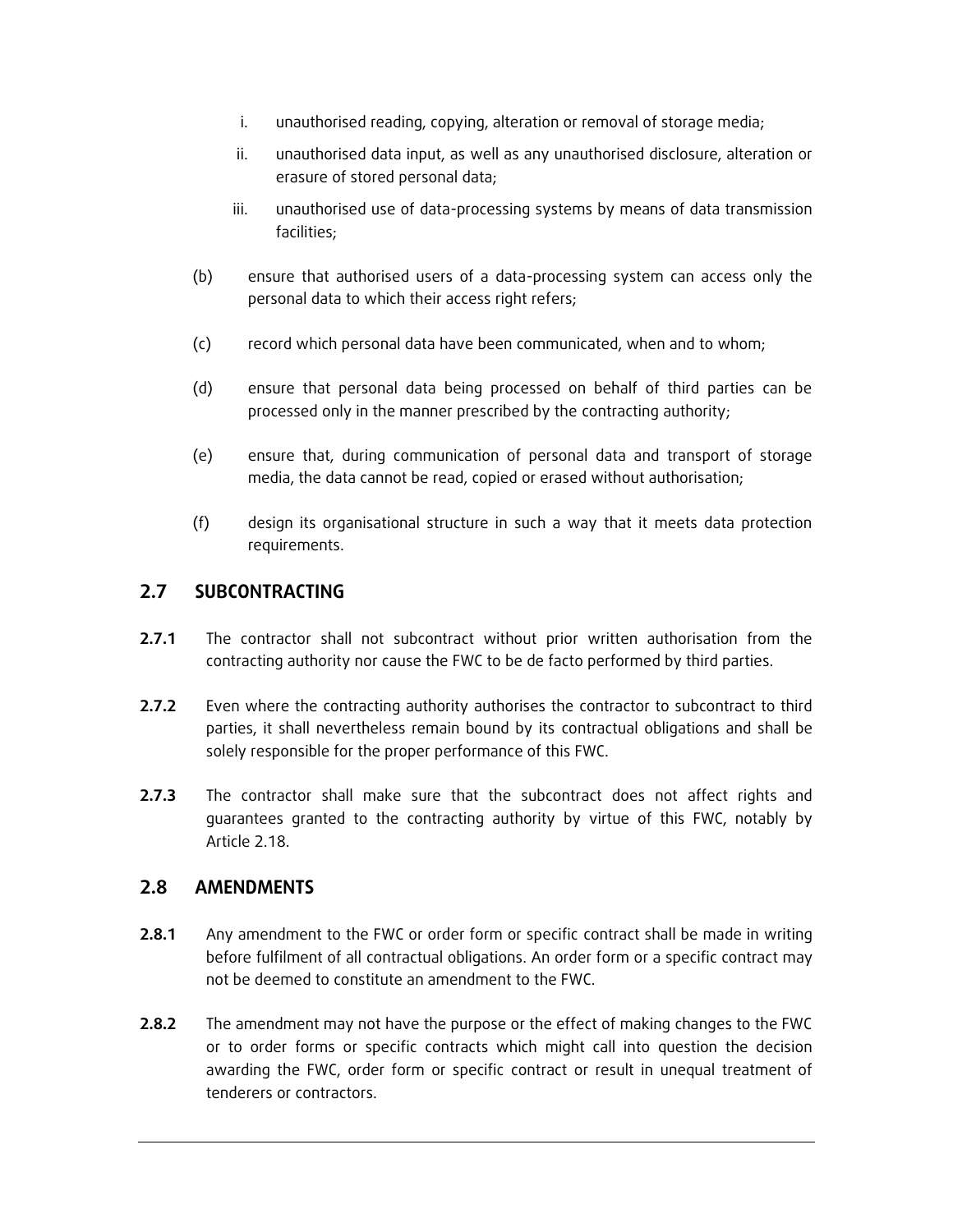i. unauthorised reading, copying, alteration or removal of storage media;

ii. unauthorised data input, as well as any unauthorised disclosure, alteration or erasure of stored personal data;

iii. unauthorised use of data-processing systems by means of data transmission facilities;

(b) ensure that authorised users of a data-processing system can access only the personal data to which their access right refers;

(c) record which personal data have been communicated, when and to whom;

(d) ensure that personal data being processed on behalf of third parties can be processed only in the manner prescribed by the contracting authority;

(e) ensure that, during communication of personal data and transport of storage media, the data cannot be read, copied or erased without authorisation;

(f) design its organisational structure in such a way that it meets data protection requirements.

## 2.7 SUBCONTRACTING

**2.7.1** The contractor shall not subcontract without prior written authorisation from the contracting authority nor cause the FWC to be de facto performed by third parties.

**2.7.2** Even where the contracting authority authorises the contractor to subcontract to third parties, it shall nevertheless remain bound by its contractual obligations and shall be solely responsible for the proper performance of this FWC.

**2.7.3** The contractor shall make sure that the subcontract does not affect rights and guarantees granted to the contracting authority by virtue of this FWC, notably by Article 2.18.

## 2.8 AMENDMENTS

**2.8.1** Any amendment to the FWC or order form or specific contract shall be made in writing before fulfilment of all contractual obligations. An order form or a specific contract may not be deemed to constitute an amendment to the FWC.

**2.8.2** The amendment may not have the purpose or the effect of making changes to the FWC or to order forms or specific contracts which might call into question the decision awarding the FWC, order form or specific contract or result in unequal treatment of tenderers or contractors.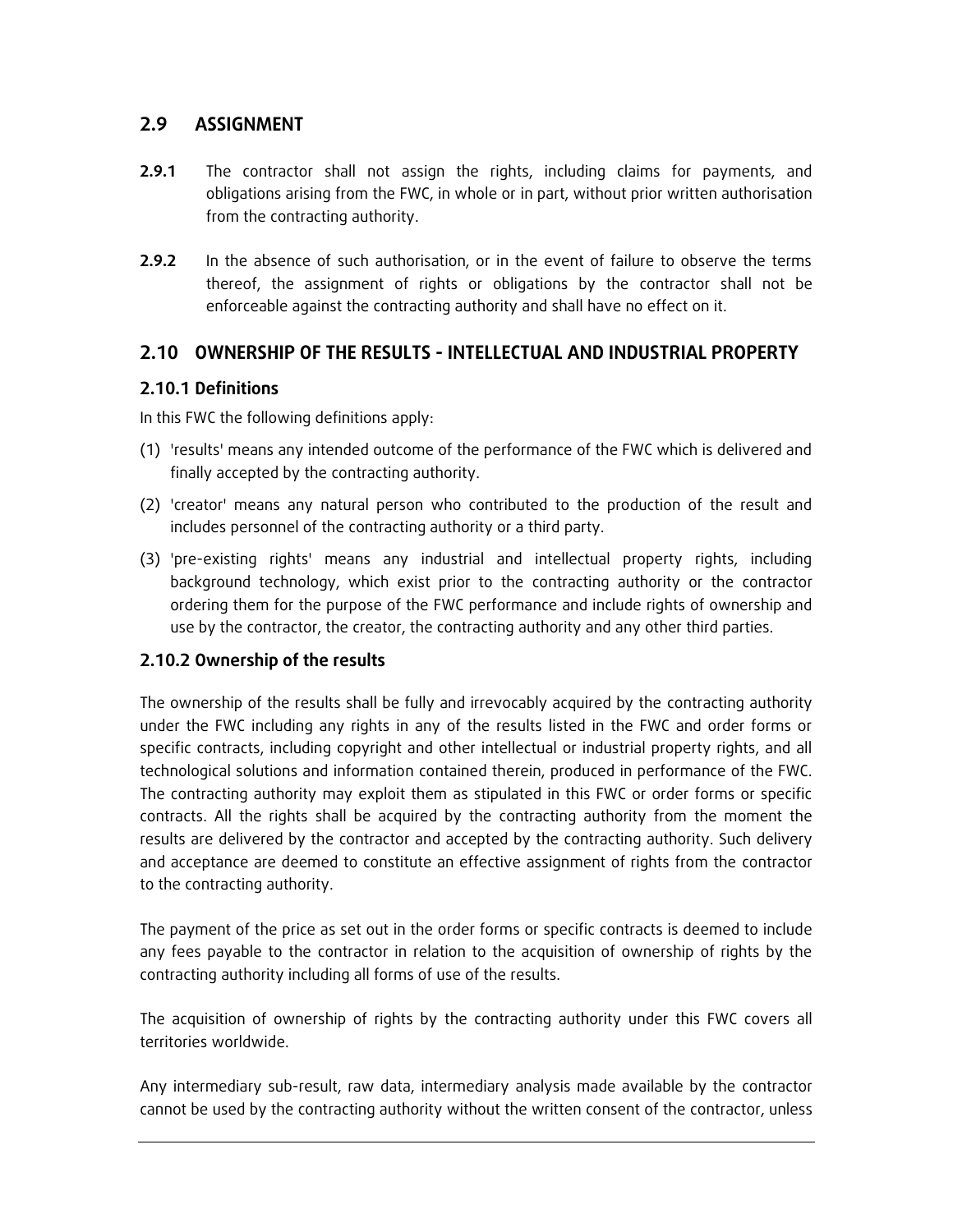## 2.9 ASSIGNMENT

**2.9.1** The contractor shall not assign the rights, including claims for payments, and obligations arising from the FWC, in whole or in part, without prior written authorisation from the contracting authority.

**2.9.2** In the absence of such authorisation, or in the event of failure to observe the terms thereof, the assignment of rights or obligations by the contractor shall not be enforceable against the contracting authority and shall have no effect on it.

## 2.10 OWNERSHIP OF THE RESULTS - INTELLECTUAL AND INDUSTRIAL PROPERTY

### 2.10.1 Definitions

In this FWC the following definitions apply:

(1) 'results' means any intended outcome of the performance of the FWC which is delivered and finally accepted by the contracting authority.

(2) 'creator' means any natural person who contributed to the production of the result and includes personnel of the contracting authority or a third party.

(3) 'pre-existing rights' means any industrial and intellectual property rights, including background technology, which exist prior to the contracting authority or the contractor ordering them for the purpose of the FWC performance and include rights of ownership and use by the contractor, the creator, the contracting authority and any other third parties.

### 2.10.2 Ownership of the results

The ownership of the results shall be fully and irrevocably acquired by the contracting authority under the FWC including any rights in any of the results listed in the FWC and order forms or specific contracts, including copyright and other intellectual or industrial property rights, and all technological solutions and information contained therein, produced in performance of the FWC. The contracting authority may exploit them as stipulated in this FWC or order forms or specific contracts. All the rights shall be acquired by the contracting authority from the moment the results are delivered by the contractor and accepted by the contracting authority. Such delivery and acceptance are deemed to constitute an effective assignment of rights from the contractor to the contracting authority.

The payment of the price as set out in the order forms or specific contracts is deemed to include any fees payable to the contractor in relation to the acquisition of ownership of rights by the contracting authority including all forms of use of the results.

The acquisition of ownership of rights by the contracting authority under this FWC covers all territories worldwide.

Any intermediary sub-result, raw data, intermediary analysis made available by the contractor cannot be used by the contracting authority without the written consent of the contractor, unless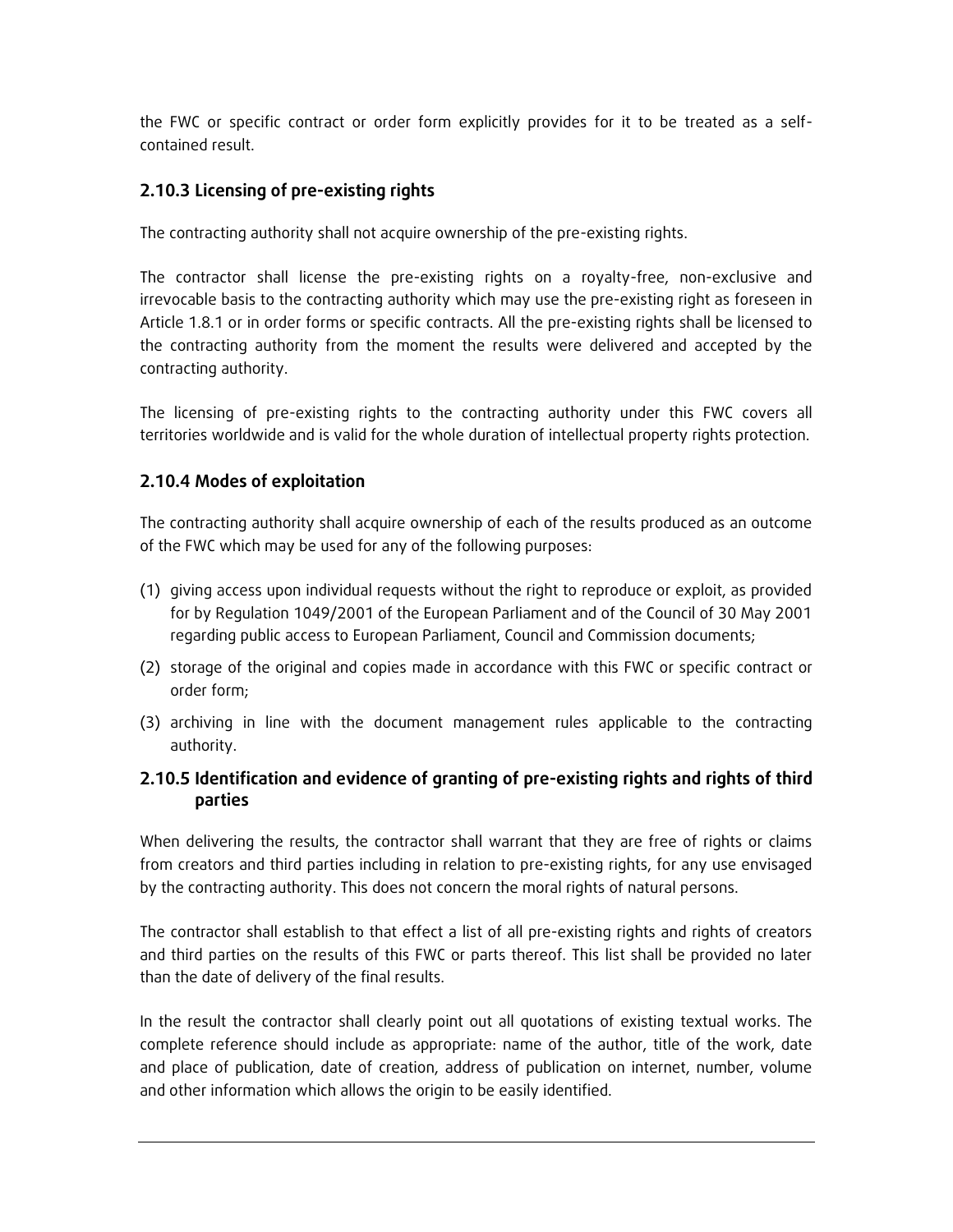the FWC or specific contract or order form explicitly provides for it to be treated as a self-contained result.

### 2.10.3 Licensing of pre-existing rights

The contracting authority shall not acquire ownership of the pre-existing rights.

The contractor shall license the pre-existing rights on a royalty-free, non-exclusive and irrevocable basis to the contracting authority which may use the pre-existing right as foreseen in Article 1.8.1 or in order forms or specific contracts. All the pre-existing rights shall be licensed to the contracting authority from the moment the results were delivered and accepted by the contracting authority.

The licensing of pre-existing rights to the contracting authority under this FWC covers all territories worldwide and is valid for the whole duration of intellectual property rights protection.

### 2.10.4 Modes of exploitation

The contracting authority shall acquire ownership of each of the results produced as an outcome of the FWC which may be used for any of the following purposes:

(1) giving access upon individual requests without the right to reproduce or exploit, as provided for by Regulation 1049/2001 of the European Parliament and of the Council of 30 May 2001 regarding public access to European Parliament, Council and Commission documents;

(2) storage of the original and copies made in accordance with this FWC or specific contract or order form;

(3) archiving in line with the document management rules applicable to the contracting authority.

### 2.10.5 Identification and evidence of granting of pre-existing rights and rights of third parties

When delivering the results, the contractor shall warrant that they are free of rights or claims from creators and third parties including in relation to pre-existing rights, for any use envisaged by the contracting authority. This does not concern the moral rights of natural persons.

The contractor shall establish to that effect a list of all pre-existing rights and rights of creators and third parties on the results of this FWC or parts thereof. This list shall be provided no later than the date of delivery of the final results.

In the result the contractor shall clearly point out all quotations of existing textual works. The complete reference should include as appropriate: name of the author, title of the work, date and place of publication, date of creation, address of publication on internet, number, volume and other information which allows the origin to be easily identified.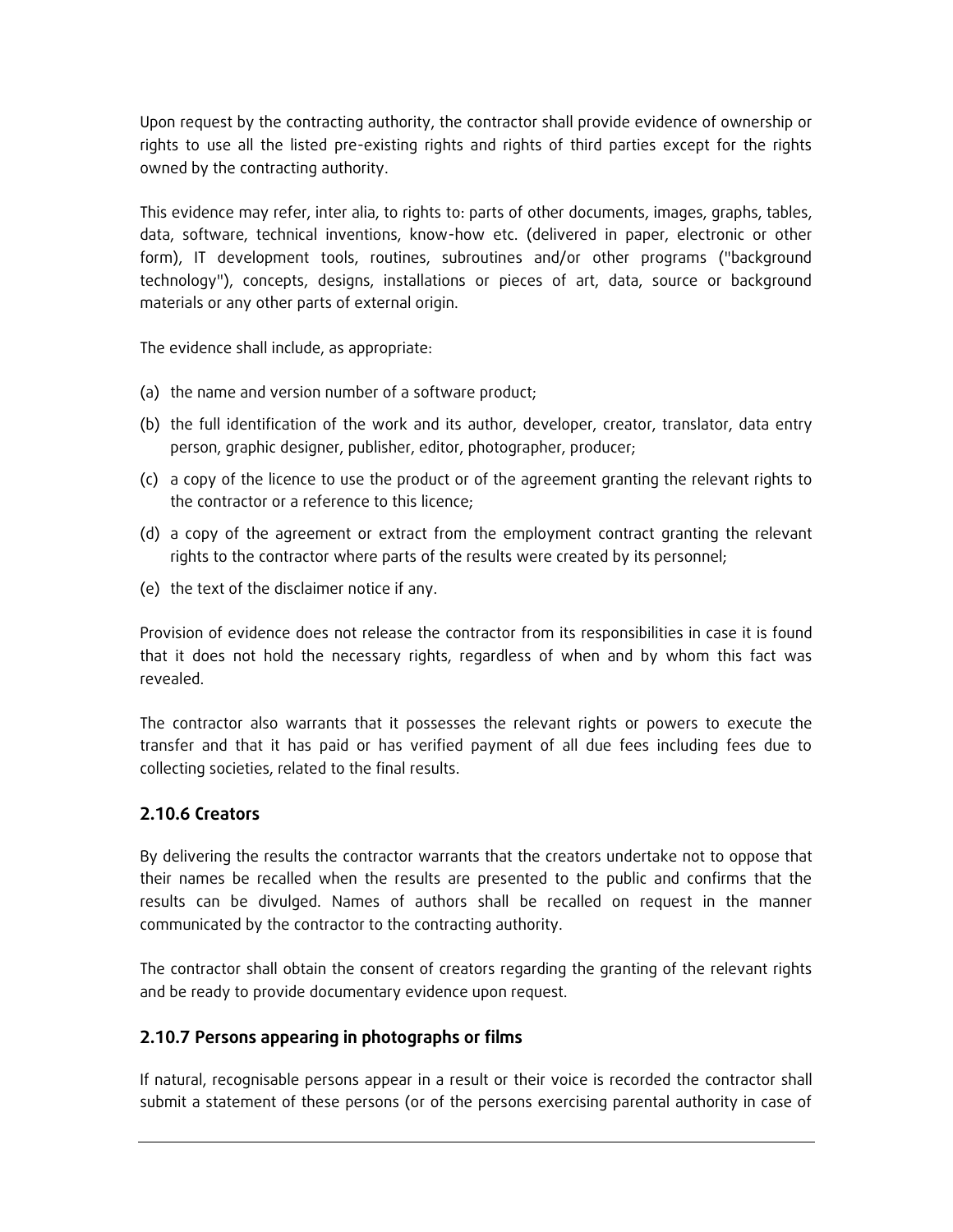Upon request by the contracting authority, the contractor shall provide evidence of ownership or rights to use all the listed pre-existing rights and rights of third parties except for the rights owned by the contracting authority.

This evidence may refer, inter alia, to rights to: parts of other documents, images, graphs, tables, data, software, technical inventions, know-how etc. (delivered in paper, electronic or other form), IT development tools, routines, subroutines and/or other programs ("background technology"), concepts, designs, installations or pieces of art, data, source or background materials or any other parts of external origin.

The evidence shall include, as appropriate:

(a) the name and version number of a software product;

(b) the full identification of the work and its author, developer, creator, translator, data entry person, graphic designer, publisher, editor, photographer, producer;

(c) a copy of the licence to use the product or of the agreement granting the relevant rights to the contractor or a reference to this licence;

(d) a copy of the agreement or extract from the employment contract granting the relevant rights to the contractor where parts of the results were created by its personnel;

(e) the text of the disclaimer notice if any.

Provision of evidence does not release the contractor from its responsibilities in case it is found that it does not hold the necessary rights, regardless of when and by whom this fact was revealed.

The contractor also warrants that it possesses the relevant rights or powers to execute the transfer and that it has paid or has verified payment of all due fees including fees due to collecting societies, related to the final results.

### 2.10.6 Creators

By delivering the results the contractor warrants that the creators undertake not to oppose that their names be recalled when the results are presented to the public and confirms that the results can be divulged. Names of authors shall be recalled on request in the manner communicated by the contractor to the contracting authority.

The contractor shall obtain the consent of creators regarding the granting of the relevant rights and be ready to provide documentary evidence upon request.

### 2.10.7 Persons appearing in photographs or films

If natural, recognisable persons appear in a result or their voice is recorded the contractor shall submit a statement of these persons (or of the persons exercising parental authority in case of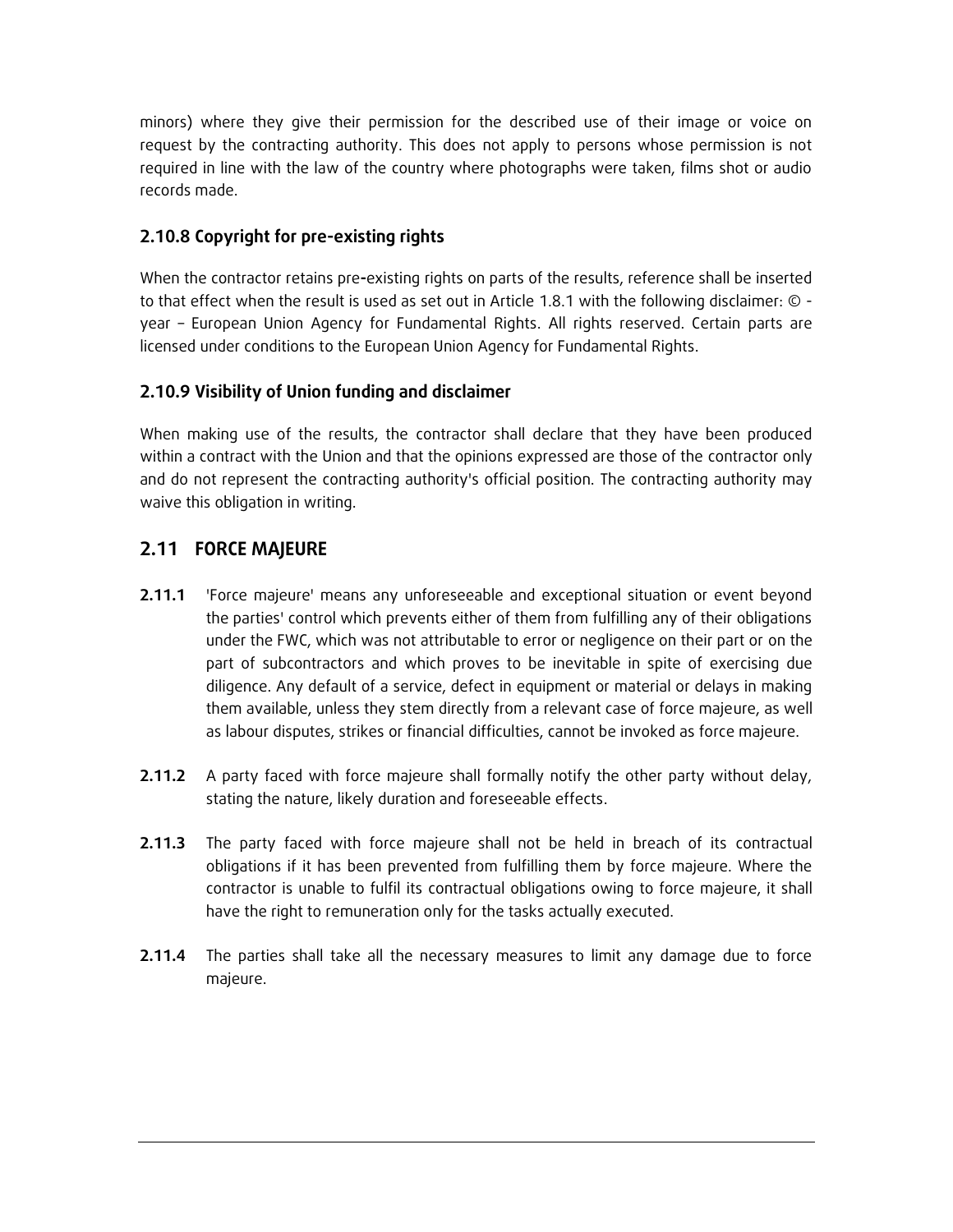minors) where they give their permission for the described use of their image or voice on request by the contracting authority. This does not apply to persons whose permission is not required in line with the law of the country where photographs were taken, films shot or audio records made.

### 2.10.8 Copyright for pre-existing rights

When the contractor retains pre-existing rights on parts of the results, reference shall be inserted to that effect when the result is used as set out in Article 1.8.1 with the following disclaimer: © - year – European Union Agency for Fundamental Rights. All rights reserved. Certain parts are licensed under conditions to the European Union Agency for Fundamental Rights.

### 2.10.9 Visibility of Union funding and disclaimer

When making use of the results, the contractor shall declare that they have been produced within a contract with the Union and that the opinions expressed are those of the contractor only and do not represent the contracting authority's official position. The contracting authority may waive this obligation in writing.

## 2.11 FORCE MAJEURE

**2.11.1** 'Force majeure' means any unforeseeable and exceptional situation or event beyond the parties' control which prevents either of them from fulfilling any of their obligations under the FWC, which was not attributable to error or negligence on their part or on the part of subcontractors and which proves to be inevitable in spite of exercising due diligence. Any default of a service, defect in equipment or material or delays in making them available, unless they stem directly from a relevant case of force majeure, as well as labour disputes, strikes or financial difficulties, cannot be invoked as force majeure.

**2.11.2** A party faced with force majeure shall formally notify the other party without delay, stating the nature, likely duration and foreseeable effects.

**2.11.3** The party faced with force majeure shall not be held in breach of its contractual obligations if it has been prevented from fulfilling them by force majeure. Where the contractor is unable to fulfil its contractual obligations owing to force majeure, it shall have the right to remuneration only for the tasks actually executed.

**2.11.4** The parties shall take all the necessary measures to limit any damage due to force majeure.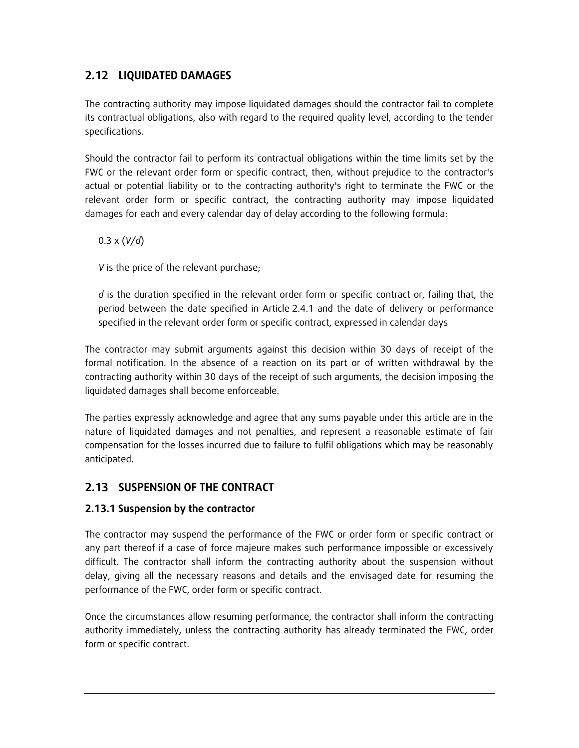## 2.12 LIQUIDATED DAMAGES

The contracting authority may impose liquidated damages should the contractor fail to complete its contractual obligations, also with regard to the required quality level, according to the tender specifications.

Should the contractor fail to perform its contractual obligations within the time limits set by the FWC or the relevant order form or specific contract, then, without prejudice to the contractor's actual or potential liability or to the contracting authority's right to terminate the FWC or the relevant order form or specific contract, the contracting authority may impose liquidated damages for each and every calendar day of delay according to the following formula:

$0.3 \times (V/d)$

$V$ is the price of the relevant purchase;

$d$ is the duration specified in the relevant order form or specific contract or, failing that, the period between the date specified in Article 2.4.1 and the date of delivery or performance specified in the relevant order form or specific contract, expressed in calendar days

The contractor may submit arguments against this decision within 30 days of receipt of the formal notification. In the absence of a reaction on its part or of written withdrawal by the contracting authority within 30 days of the receipt of such arguments, the decision imposing the liquidated damages shall become enforceable.

The parties expressly acknowledge and agree that any sums payable under this article are in the nature of liquidated damages and not penalties, and represent a reasonable estimate of fair compensation for the losses incurred due to failure to fulfil obligations which may be reasonably anticipated.

## 2.13 SUSPENSION OF THE CONTRACT

### 2.13.1 Suspension by the contractor

The contractor may suspend the performance of the FWC or order form or specific contract or any part thereof if a case of force majeure makes such performance impossible or excessively difficult. The contractor shall inform the contracting authority about the suspension without delay, giving all the necessary reasons and details and the envisaged date for resuming the performance of the FWC, order form or specific contract.

Once the circumstances allow resuming performance, the contractor shall inform the contracting authority immediately, unless the contracting authority has already terminated the FWC, order form or specific contract.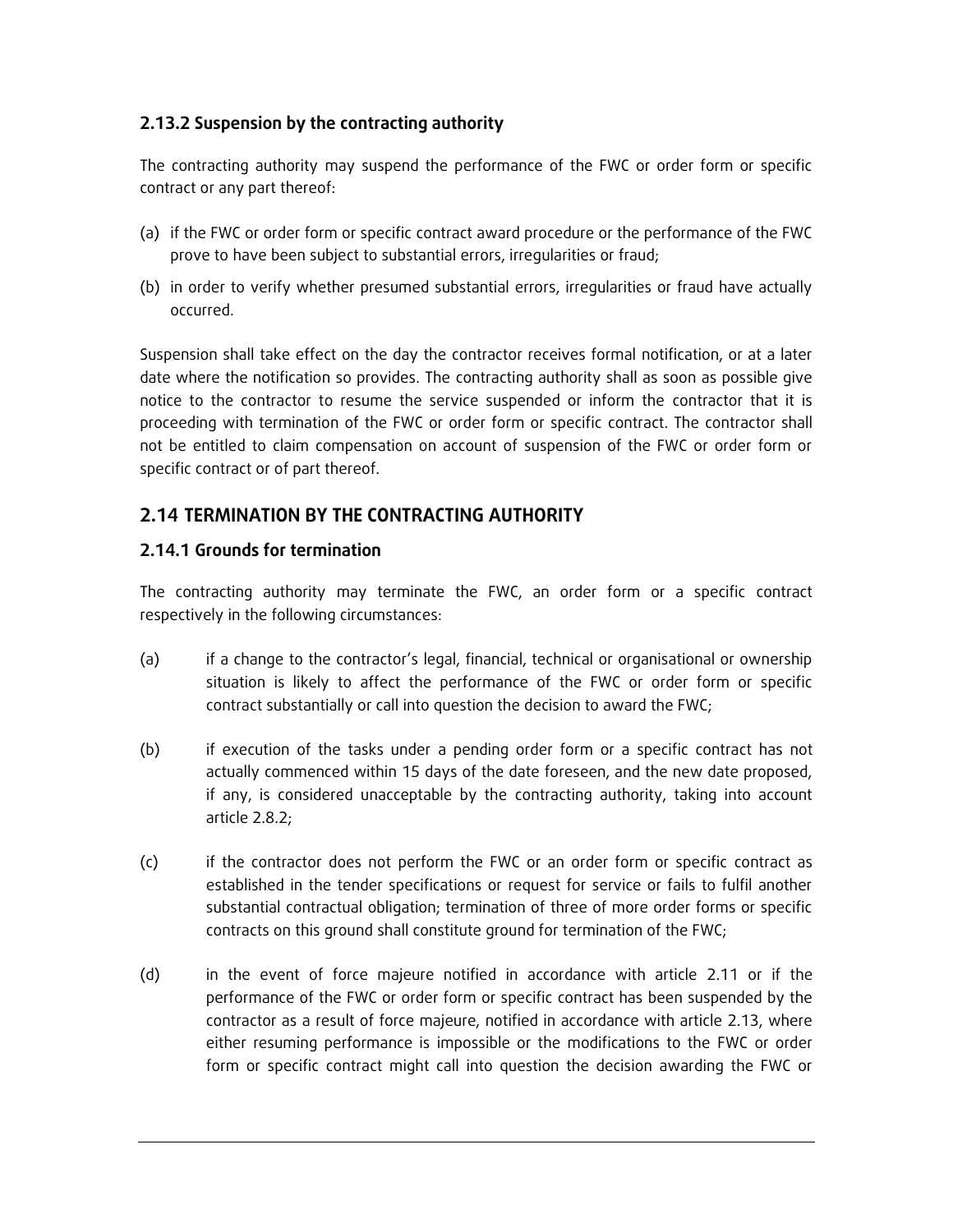### 2.13.2 Suspension by the contracting authority

The contracting authority may suspend the performance of the FWC or order form or specific contract or any part thereof:

(a) if the FWC or order form or specific contract award procedure or the performance of the FWC prove to have been subject to substantial errors, irregularities or fraud;

(b) in order to verify whether presumed substantial errors, irregularities or fraud have actually occurred.

Suspension shall take effect on the day the contractor receives formal notification, or at a later date where the notification so provides. The contracting authority shall as soon as possible give notice to the contractor to resume the service suspended or inform the contractor that it is proceeding with termination of the FWC or order form or specific contract. The contractor shall not be entitled to claim compensation on account of suspension of the FWC or order form or specific contract or of part thereof.

## 2.14 TERMINATION BY THE CONTRACTING AUTHORITY

### 2.14.1 Grounds for termination

The contracting authority may terminate the FWC, an order form or a specific contract respectively in the following circumstances:

(a) if a change to the contractor's legal, financial, technical or organisational or ownership situation is likely to affect the performance of the FWC or order form or specific contract substantially or call into question the decision to award the FWC;

(b) if execution of the tasks under a pending order form or a specific contract has not actually commenced within 15 days of the date foreseen, and the new date proposed, if any, is considered unacceptable by the contracting authority, taking into account article 2.8.2;

(c) if the contractor does not perform the FWC or an order form or specific contract as established in the tender specifications or request for service or fails to fulfil another substantial contractual obligation; termination of three of more order forms or specific contracts on this ground shall constitute ground for termination of the FWC;

(d) in the event of force majeure notified in accordance with article 2.11 or if the performance of the FWC or order form or specific contract has been suspended by the contractor as a result of force majeure, notified in accordance with article 2.13, where either resuming performance is impossible or the modifications to the FWC or order form or specific contract might call into question the decision awarding the FWC or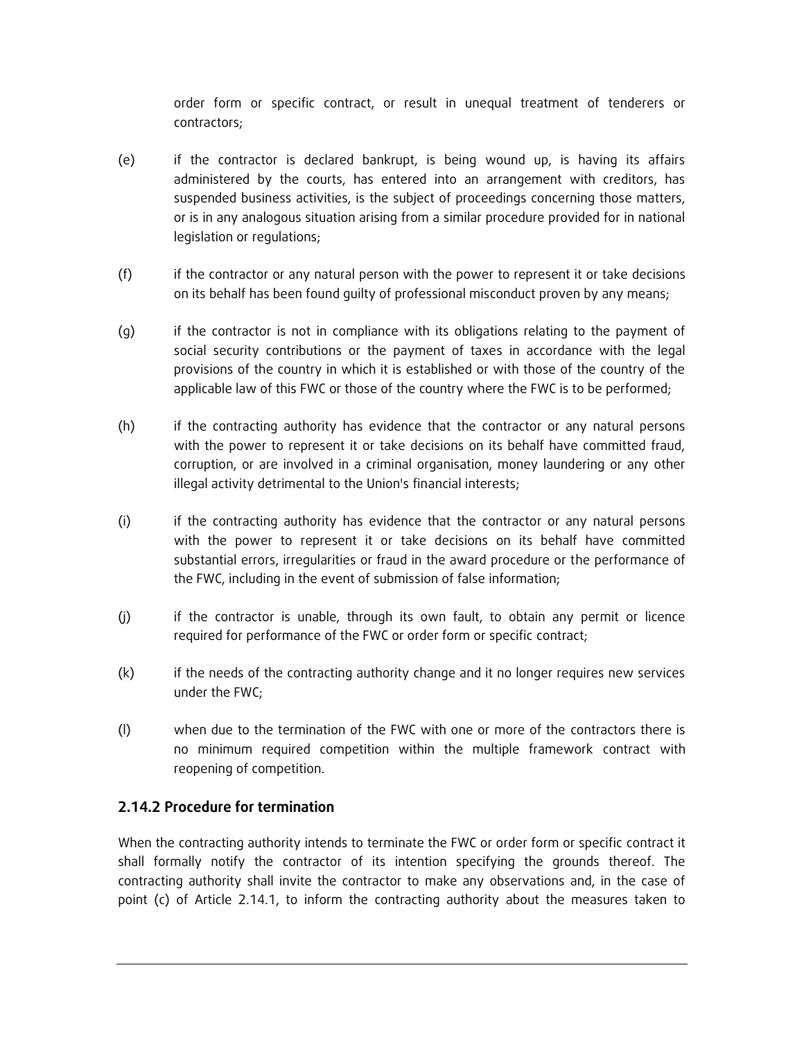order form or specific contract, or result in unequal treatment of tenderers or contractors;

(e) if the contractor is declared bankrupt, is being wound up, is having its affairs administered by the courts, has entered into an arrangement with creditors, has suspended business activities, is the subject of proceedings concerning those matters, or is in any analogous situation arising from a similar procedure provided for in national legislation or regulations;

(f) if the contractor or any natural person with the power to represent it or take decisions on its behalf has been found guilty of professional misconduct proven by any means;

(g) if the contractor is not in compliance with its obligations relating to the payment of social security contributions or the payment of taxes in accordance with the legal provisions of the country in which it is established or with those of the country of the applicable law of this FWC or those of the country where the FWC is to be performed;

(h) if the contracting authority has evidence that the contractor or any natural persons with the power to represent it or take decisions on its behalf have committed fraud, corruption, or are involved in a criminal organisation, money laundering or any other illegal activity detrimental to the Union's financial interests;

(i) if the contracting authority has evidence that the contractor or any natural persons with the power to represent it or take decisions on its behalf have committed substantial errors, irregularities or fraud in the award procedure or the performance of the FWC, including in the event of submission of false information;

(j) if the contractor is unable, through its own fault, to obtain any permit or licence required for performance of the FWC or order form or specific contract;

(k) if the needs of the contracting authority change and it no longer requires new services under the FWC;

(l) when due to the termination of the FWC with one or more of the contractors there is no minimum required competition within the multiple framework contract with reopening of competition.

### 2.14.2 Procedure for termination

When the contracting authority intends to terminate the FWC or order form or specific contract it shall formally notify the contractor of its intention specifying the grounds thereof. The contracting authority shall invite the contractor to make any observations and, in the case of point (c) of Article 2.14.1, to inform the contracting authority about the measures taken to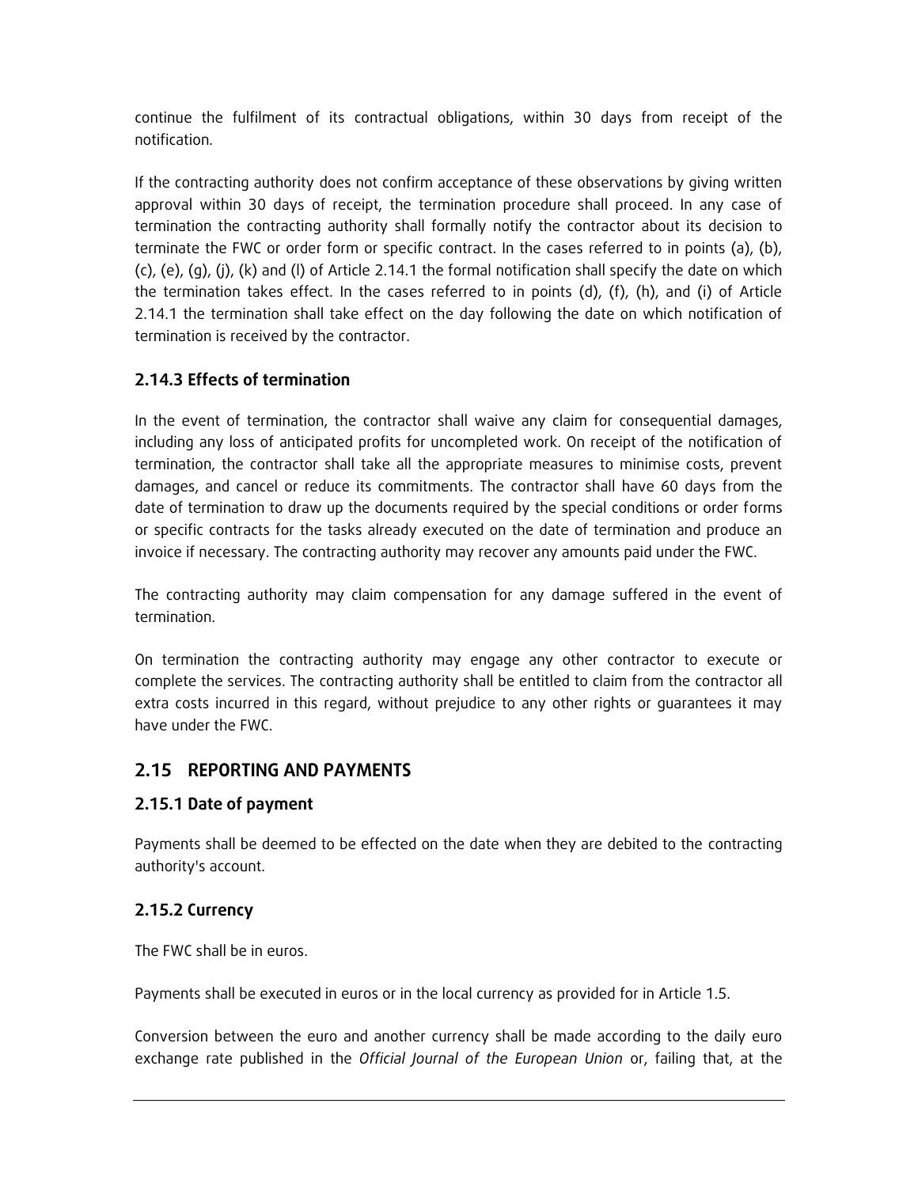continue the fulfilment of its contractual obligations, within 30 days from receipt of the notification.

If the contracting authority does not confirm acceptance of these observations by giving written approval within 30 days of receipt, the termination procedure shall proceed. In any case of termination the contracting authority shall formally notify the contractor about its decision to terminate the FWC or order form or specific contract. In the cases referred to in points (a), (b), (c), (e), (g), (j), (k) and (l) of Article 2.14.1 the formal notification shall specify the date on which the termination takes effect. In the cases referred to in points (d), (f), (h), and (i) of Article 2.14.1 the termination shall take effect on the day following the date on which notification of termination is received by the contractor.

### 2.14.3 Effects of termination

In the event of termination, the contractor shall waive any claim for consequential damages, including any loss of anticipated profits for uncompleted work. On receipt of the notification of termination, the contractor shall take all the appropriate measures to minimise costs, prevent damages, and cancel or reduce its commitments. The contractor shall have 60 days from the date of termination to draw up the documents required by the special conditions or order forms or specific contracts for the tasks already executed on the date of termination and produce an invoice if necessary. The contracting authority may recover any amounts paid under the FWC.

The contracting authority may claim compensation for any damage suffered in the event of termination.

On termination the contracting authority may engage any other contractor to execute or complete the services. The contracting authority shall be entitled to claim from the contractor all extra costs incurred in this regard, without prejudice to any other rights or guarantees it may have under the FWC.

## 2.15 REPORTING AND PAYMENTS

### 2.15.1 Date of payment

Payments shall be deemed to be effected on the date when they are debited to the contracting authority's account.

### 2.15.2 Currency

The FWC shall be in euros.

Payments shall be executed in euros or in the local currency as provided for in Article 1.5.

Conversion between the euro and another currency shall be made according to the daily euro exchange rate published in the *Official Journal of the European Union* or, failing that, at the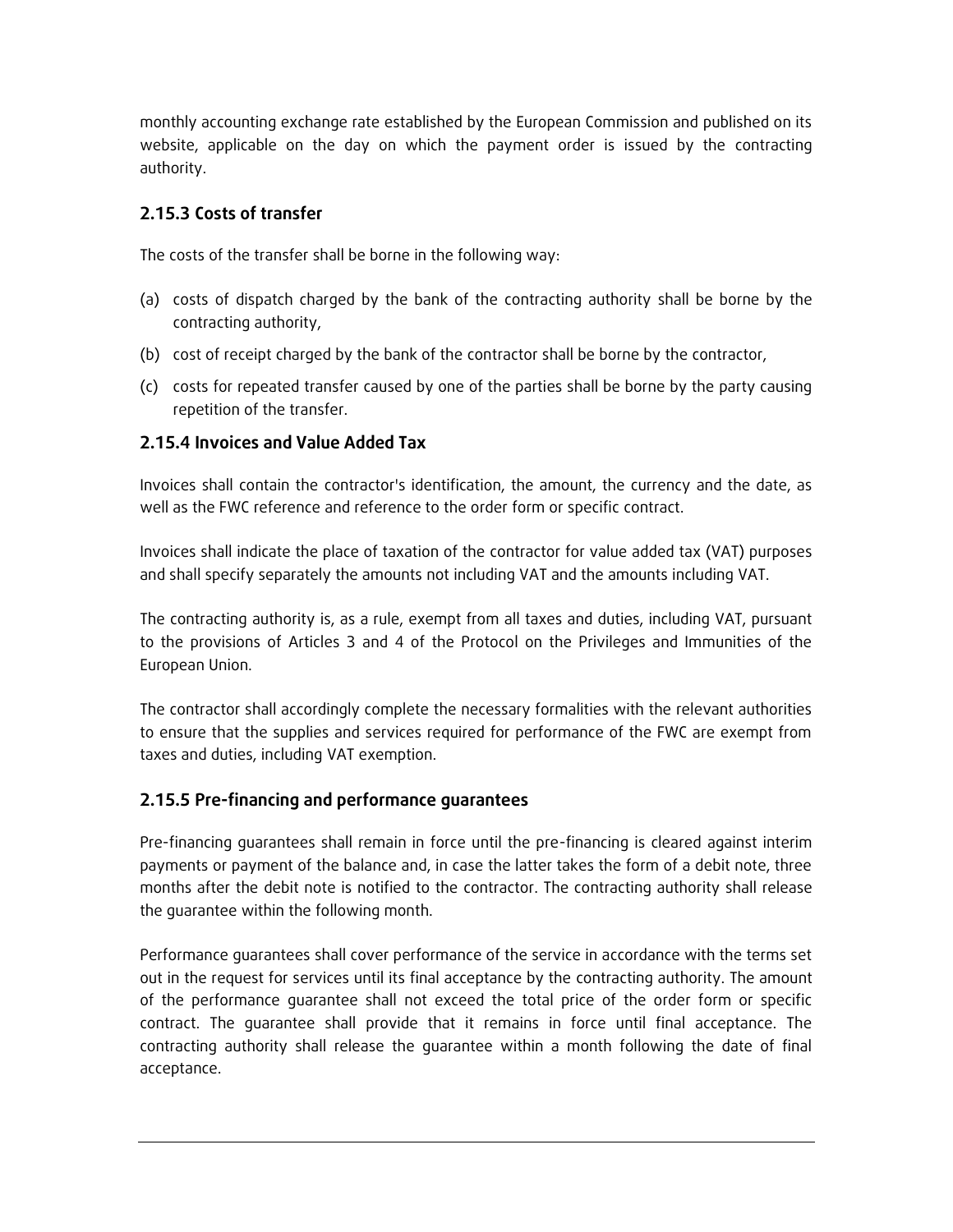monthly accounting exchange rate established by the European Commission and published on its website, applicable on the day on which the payment order is issued by the contracting authority.

### 2.15.3 Costs of transfer

The costs of the transfer shall be borne in the following way:

(a) costs of dispatch charged by the bank of the contracting authority shall be borne by the contracting authority,

(b) cost of receipt charged by the bank of the contractor shall be borne by the contractor,

(c) costs for repeated transfer caused by one of the parties shall be borne by the party causing repetition of the transfer.

### 2.15.4 Invoices and Value Added Tax

Invoices shall contain the contractor's identification, the amount, the currency and the date, as well as the FWC reference and reference to the order form or specific contract.

Invoices shall indicate the place of taxation of the contractor for value added tax (VAT) purposes and shall specify separately the amounts not including VAT and the amounts including VAT.

The contracting authority is, as a rule, exempt from all taxes and duties, including VAT, pursuant to the provisions of Articles 3 and 4 of the Protocol on the Privileges and Immunities of the European Union.

The contractor shall accordingly complete the necessary formalities with the relevant authorities to ensure that the supplies and services required for performance of the FWC are exempt from taxes and duties, including VAT exemption.

### 2.15.5 Pre-financing and performance guarantees

Pre-financing guarantees shall remain in force until the pre-financing is cleared against interim payments or payment of the balance and, in case the latter takes the form of a debit note, three months after the debit note is notified to the contractor. The contracting authority shall release the guarantee within the following month.

Performance guarantees shall cover performance of the service in accordance with the terms set out in the request for services until its final acceptance by the contracting authority. The amount of the performance guarantee shall not exceed the total price of the order form or specific contract. The guarantee shall provide that it remains in force until final acceptance. The contracting authority shall release the guarantee within a month following the date of final acceptance.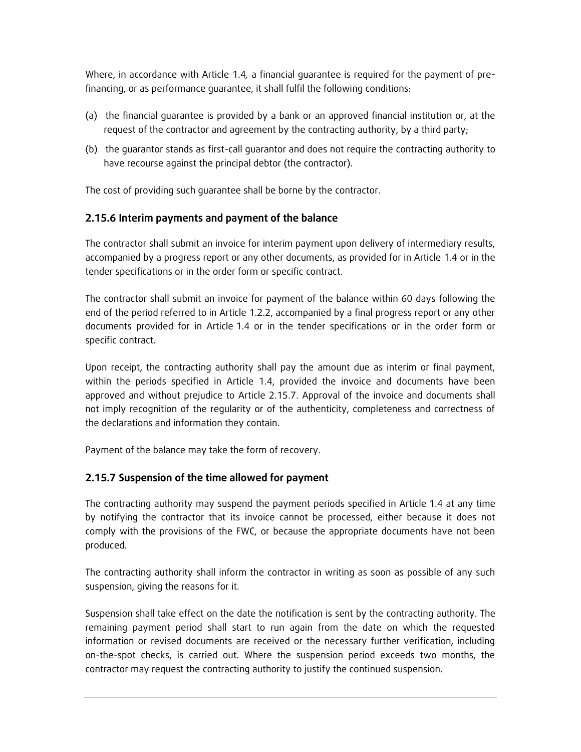Where, in accordance with Article 1.4, a financial guarantee is required for the payment of pre-financing, or as performance guarantee, it shall fulfil the following conditions:

(a) the financial guarantee is provided by a bank or an approved financial institution or, at the request of the contractor and agreement by the contracting authority, by a third party;

(b) the guarantor stands as first-call guarantor and does not require the contracting authority to have recourse against the principal debtor (the contractor).

The cost of providing such guarantee shall be borne by the contractor.

### 2.15.6 Interim payments and payment of the balance

The contractor shall submit an invoice for interim payment upon delivery of intermediary results, accompanied by a progress report or any other documents, as provided for in Article 1.4 or in the tender specifications or in the order form or specific contract.

The contractor shall submit an invoice for payment of the balance within 60 days following the end of the period referred to in Article 1.2.2, accompanied by a final progress report or any other documents provided for in Article 1.4 or in the tender specifications or in the order form or specific contract.

Upon receipt, the contracting authority shall pay the amount due as interim or final payment, within the periods specified in Article 1.4, provided the invoice and documents have been approved and without prejudice to Article 2.15.7. Approval of the invoice and documents shall not imply recognition of the regularity or of the authenticity, completeness and correctness of the declarations and information they contain.

Payment of the balance may take the form of recovery.

### 2.15.7 Suspension of the time allowed for payment

The contracting authority may suspend the payment periods specified in Article 1.4 at any time by notifying the contractor that its invoice cannot be processed, either because it does not comply with the provisions of the FWC, or because the appropriate documents have not been produced.

The contracting authority shall inform the contractor in writing as soon as possible of any such suspension, giving the reasons for it.

Suspension shall take effect on the date the notification is sent by the contracting authority. The remaining payment period shall start to run again from the date on which the requested information or revised documents are received or the necessary further verification, including on-the-spot checks, is carried out. Where the suspension period exceeds two months, the contractor may request the contracting authority to justify the continued suspension.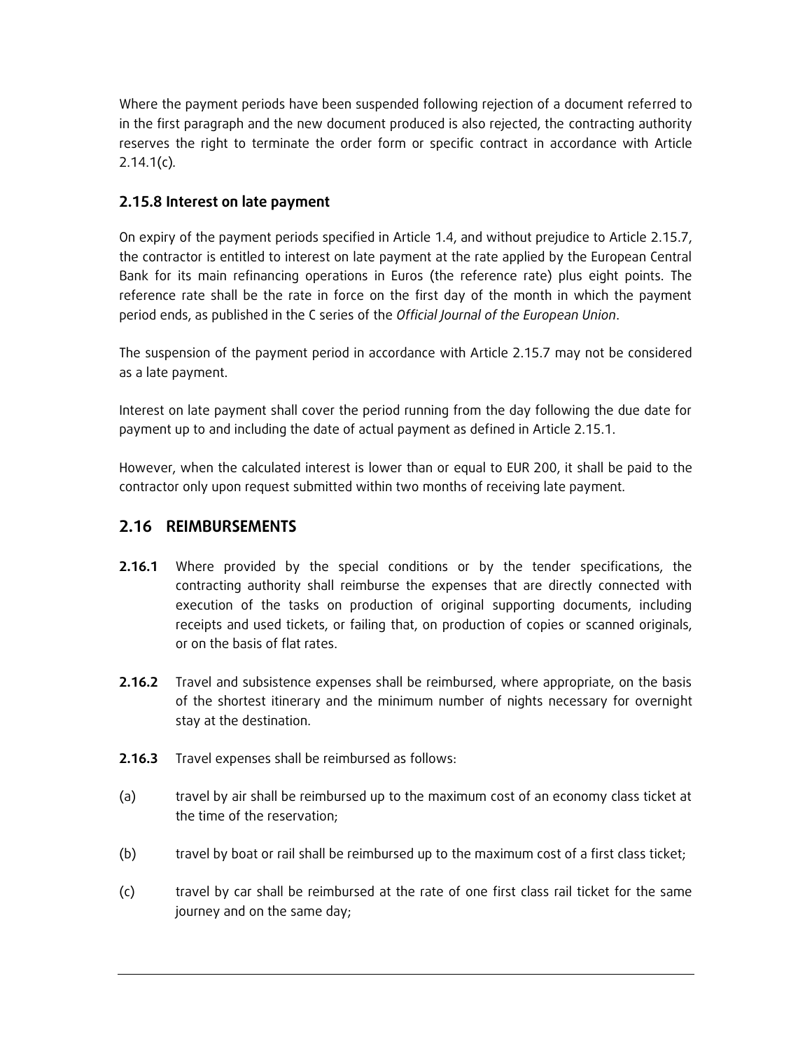Where the payment periods have been suspended following rejection of a document referred to in the first paragraph and the new document produced is also rejected, the contracting authority reserves the right to terminate the order form or specific contract in accordance with Article 2.14.1(c).

### 2.15.8 Interest on late payment

On expiry of the payment periods specified in Article 1.4, and without prejudice to Article 2.15.7, the contractor is entitled to interest on late payment at the rate applied by the European Central Bank for its main refinancing operations in Euros (the reference rate) plus eight points. The reference rate shall be the rate in force on the first day of the month in which the payment period ends, as published in the C series of the *Official Journal of the European Union*.

The suspension of the payment period in accordance with Article 2.15.7 may not be considered as a late payment.

Interest on late payment shall cover the period running from the day following the due date for payment up to and including the date of actual payment as defined in Article 2.15.1.

However, when the calculated interest is lower than or equal to EUR 200, it shall be paid to the contractor only upon request submitted within two months of receiving late payment.

## 2.16 REIMBURSEMENTS

**2.16.1** Where provided by the special conditions or by the tender specifications, the contracting authority shall reimburse the expenses that are directly connected with execution of the tasks on production of original supporting documents, including receipts and used tickets, or failing that, on production of copies or scanned originals, or on the basis of flat rates.

**2.16.2** Travel and subsistence expenses shall be reimbursed, where appropriate, on the basis of the shortest itinerary and the minimum number of nights necessary for overnight stay at the destination.

**2.16.3** Travel expenses shall be reimbursed as follows:

(a) travel by air shall be reimbursed up to the maximum cost of an economy class ticket at the time of the reservation;

(b) travel by boat or rail shall be reimbursed up to the maximum cost of a first class ticket;

(c) travel by car shall be reimbursed at the rate of one first class rail ticket for the same journey and on the same day;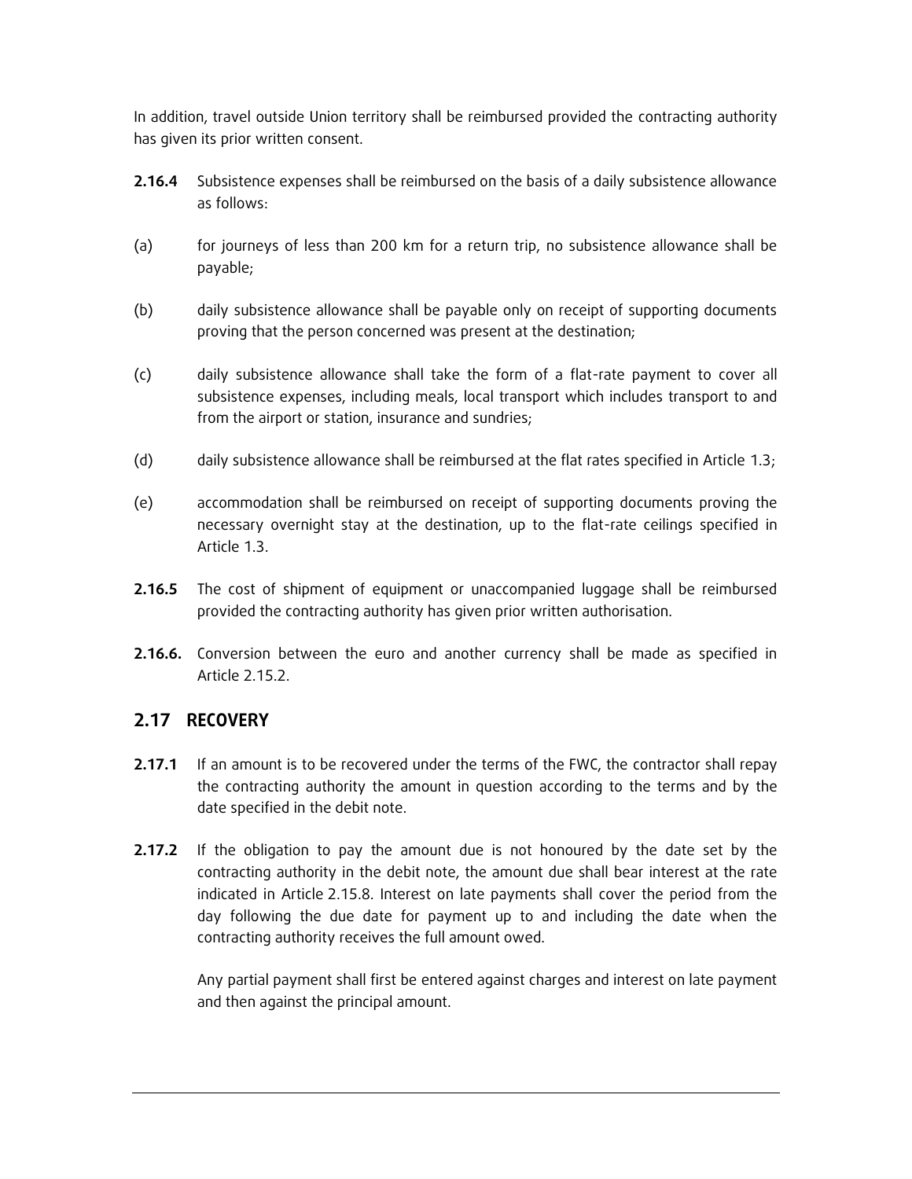In addition, travel outside Union territory shall be reimbursed provided the contracting authority has given its prior written consent.

**2.16.4** Subsistence expenses shall be reimbursed on the basis of a daily subsistence allowance as follows:

(a) for journeys of less than 200 km for a return trip, no subsistence allowance shall be payable;

(b) daily subsistence allowance shall be payable only on receipt of supporting documents proving that the person concerned was present at the destination;

(c) daily subsistence allowance shall take the form of a flat-rate payment to cover all subsistence expenses, including meals, local transport which includes transport to and from the airport or station, insurance and sundries;

(d) daily subsistence allowance shall be reimbursed at the flat rates specified in Article 1.3;

(e) accommodation shall be reimbursed on receipt of supporting documents proving the necessary overnight stay at the destination, up to the flat-rate ceilings specified in Article 1.3.

**2.16.5** The cost of shipment of equipment or unaccompanied luggage shall be reimbursed provided the contracting authority has given prior written authorisation.

**2.16.6.** Conversion between the euro and another currency shall be made as specified in Article 2.15.2.

## 2.17 RECOVERY

**2.17.1** If an amount is to be recovered under the terms of the FWC, the contractor shall repay the contracting authority the amount in question according to the terms and by the date specified in the debit note.

**2.17.2** If the obligation to pay the amount due is not honoured by the date set by the contracting authority in the debit note, the amount due shall bear interest at the rate indicated in Article 2.15.8. Interest on late payments shall cover the period from the day following the due date for payment up to and including the date when the contracting authority receives the full amount owed.

Any partial payment shall first be entered against charges and interest on late payment and then against the principal amount.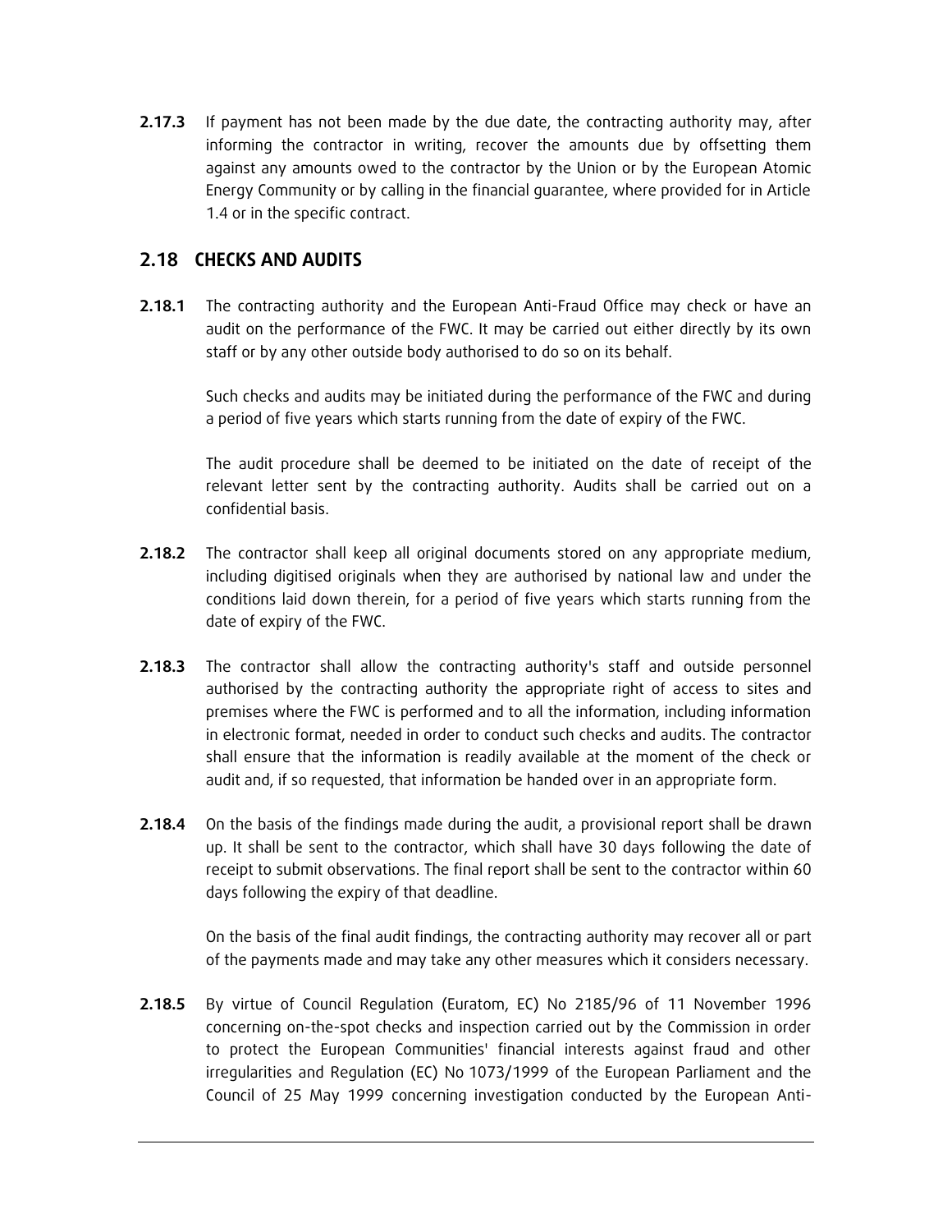**2.17.3** If payment has not been made by the due date, the contracting authority may, after informing the contractor in writing, recover the amounts due by offsetting them against any amounts owed to the contractor by the Union or by the European Atomic Energy Community or by calling in the financial guarantee, where provided for in Article 1.4 or in the specific contract.

## 2.18 CHECKS AND AUDITS

**2.18.1** The contracting authority and the European Anti-Fraud Office may check or have an audit on the performance of the FWC. It may be carried out either directly by its own staff or by any other outside body authorised to do so on its behalf.

Such checks and audits may be initiated during the performance of the FWC and during a period of five years which starts running from the date of expiry of the FWC.

The audit procedure shall be deemed to be initiated on the date of receipt of the relevant letter sent by the contracting authority. Audits shall be carried out on a confidential basis.

**2.18.2** The contractor shall keep all original documents stored on any appropriate medium, including digitised originals when they are authorised by national law and under the conditions laid down therein, for a period of five years which starts running from the date of expiry of the FWC.

**2.18.3** The contractor shall allow the contracting authority's staff and outside personnel authorised by the contracting authority the appropriate right of access to sites and premises where the FWC is performed and to all the information, including information in electronic format, needed in order to conduct such checks and audits. The contractor shall ensure that the information is readily available at the moment of the check or audit and, if so requested, that information be handed over in an appropriate form.

**2.18.4** On the basis of the findings made during the audit, a provisional report shall be drawn up. It shall be sent to the contractor, which shall have 30 days following the date of receipt to submit observations. The final report shall be sent to the contractor within 60 days following the expiry of that deadline.

On the basis of the final audit findings, the contracting authority may recover all or part of the payments made and may take any other measures which it considers necessary.

**2.18.5** By virtue of Council Regulation (Euratom, EC) No 2185/96 of 11 November 1996 concerning on-the-spot checks and inspection carried out by the Commission in order to protect the European Communities' financial interests against fraud and other irregularities and Regulation (EC) No 1073/1999 of the European Parliament and the Council of 25 May 1999 concerning investigation conducted by the European Anti-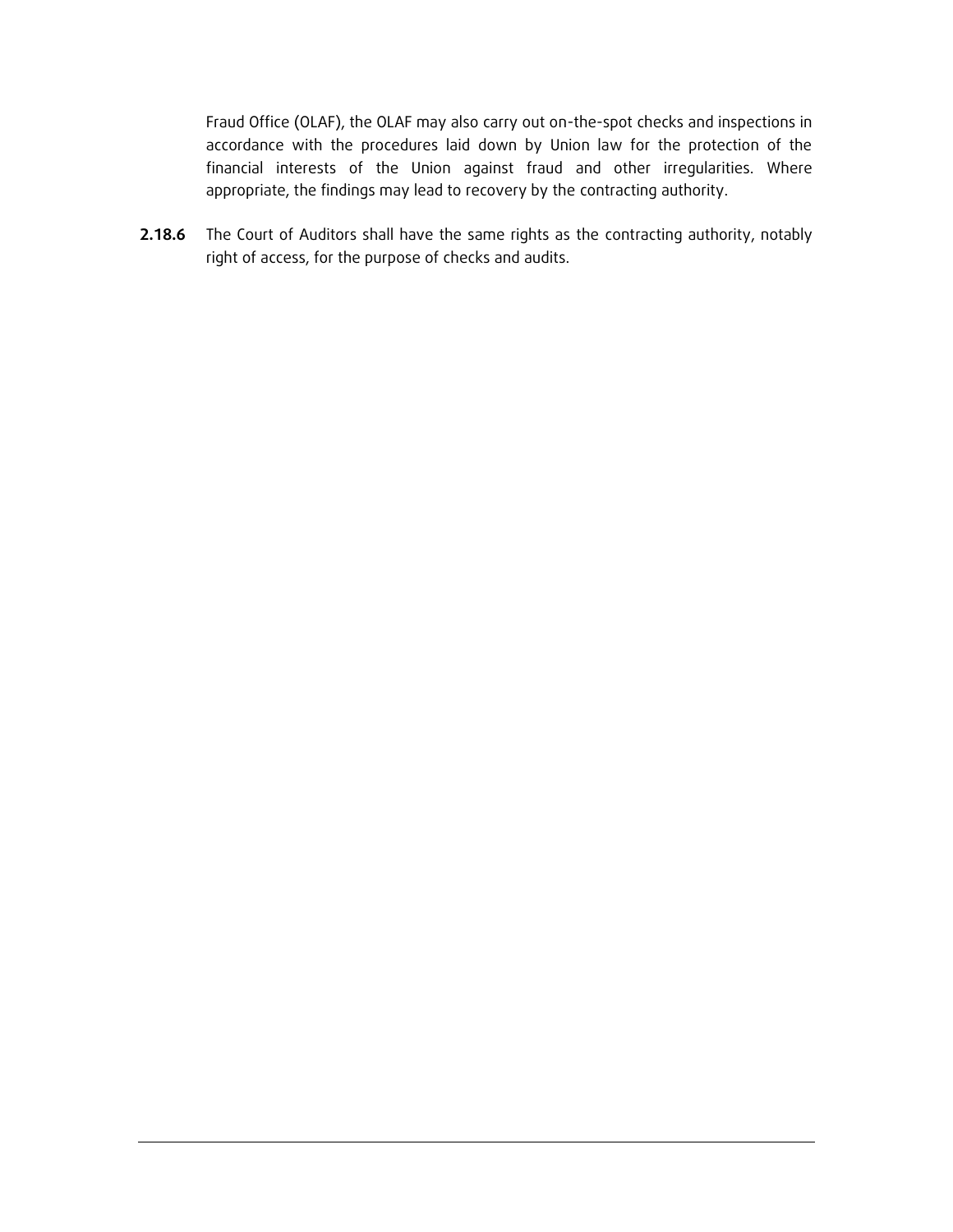Fraud Office (OLAF), the OLAF may also carry out on-the-spot checks and inspections in accordance with the procedures laid down by Union law for the protection of the financial interests of the Union against fraud and other irregularities. Where appropriate, the findings may lead to recovery by the contracting authority.

**2.18.6** The Court of Auditors shall have the same rights as the contracting authority, notably right of access, for the purpose of checks and audits.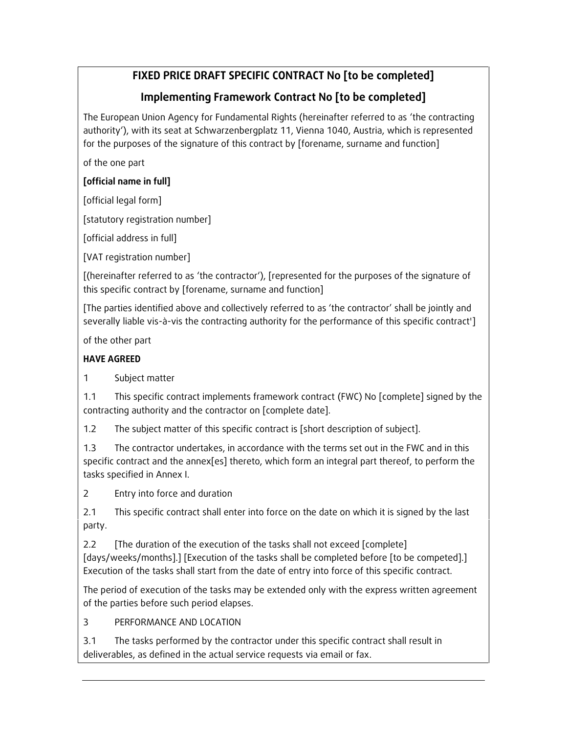## FIXED PRICE DRAFT SPECIFIC CONTRACT No [to be completed]

## Implementing Framework Contract No [to be completed]

The European Union Agency for Fundamental Rights (hereinafter referred to as 'the contracting authority'), with its seat at Schwarzenbergplatz 11, Vienna 1040, Austria, which is represented for the purposes of the signature of this contract by [forename, surname and function]

of the one part

**[official name in full]**

[official legal form]

[statutory registration number]

[official address in full]

[VAT registration number]

[(hereinafter referred to as 'the contractor'), [represented for the purposes of the signature of this specific contract by [forename, surname and function]

[The parties identified above and collectively referred to as 'the contractor' shall be jointly and severally liable vis-à-vis the contracting authority for the performance of this specific contract']

of the other part

**HAVE AGREED**

1 Subject matter

1.1 This specific contract implements framework contract (FWC) No [complete] signed by the contracting authority and the contractor on [complete date].

1.2 The subject matter of this specific contract is [short description of subject].

1.3 The contractor undertakes, in accordance with the terms set out in the FWC and in this specific contract and the annex[es] thereto, which form an integral part thereof, to perform the tasks specified in Annex I.

2 Entry into force and duration

2.1 This specific contract shall enter into force on the date on which it is signed by the last party.

2.2 [The duration of the execution of the tasks shall not exceed [complete] [days/weeks/months].] [Execution of the tasks shall be completed before [to be competed].] Execution of the tasks shall start from the date of entry into force of this specific contract.

The period of execution of the tasks may be extended only with the express written agreement of the parties before such period elapses.

3 PERFORMANCE AND LOCATION

3.1 The tasks performed by the contractor under this specific contract shall result in deliverables, as defined in the actual service requests via email or fax.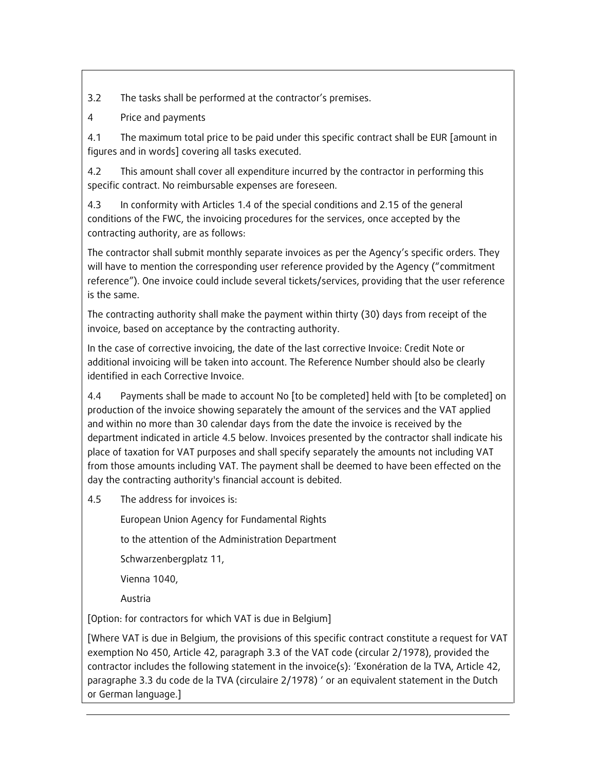3.2 The tasks shall be performed at the contractor's premises.

4 Price and payments

4.1 The maximum total price to be paid under this specific contract shall be EUR [amount in figures and in words] covering all tasks executed.

4.2 This amount shall cover all expenditure incurred by the contractor in performing this specific contract. No reimbursable expenses are foreseen.

4.3 In conformity with Articles 1.4 of the special conditions and 2.15 of the general conditions of the FWC, the invoicing procedures for the services, once accepted by the contracting authority, are as follows:

The contractor shall submit monthly separate invoices as per the Agency's specific orders. They will have to mention the corresponding user reference provided by the Agency ("commitment reference"). One invoice could include several tickets/services, providing that the user reference is the same.

The contracting authority shall make the payment within thirty (30) days from receipt of the invoice, based on acceptance by the contracting authority.

In the case of corrective invoicing, the date of the last corrective Invoice: Credit Note or additional invoicing will be taken into account. The Reference Number should also be clearly identified in each Corrective Invoice.

4.4 Payments shall be made to account No [to be completed] held with [to be completed] on production of the invoice showing separately the amount of the services and the VAT applied and within no more than 30 calendar days from the date the invoice is received by the department indicated in article 4.5 below. Invoices presented by the contractor shall indicate his place of taxation for VAT purposes and shall specify separately the amounts not including VAT from those amounts including VAT. The payment shall be deemed to have been effected on the day the contracting authority's financial account is debited.

4.5 The address for invoices is:

European Union Agency for Fundamental Rights

to the attention of the Administration Department

Schwarzenbergplatz 11,

Vienna 1040,

Austria

[Option: for contractors for which VAT is due in Belgium]

[Where VAT is due in Belgium, the provisions of this specific contract constitute a request for VAT exemption No 450, Article 42, paragraph 3.3 of the VAT code (circular 2/1978), provided the contractor includes the following statement in the invoice(s): 'Exonération de la TVA, Article 42, paragraphe 3.3 du code de la TVA (circulaire 2/1978) ' or an equivalent statement in the Dutch or German language.]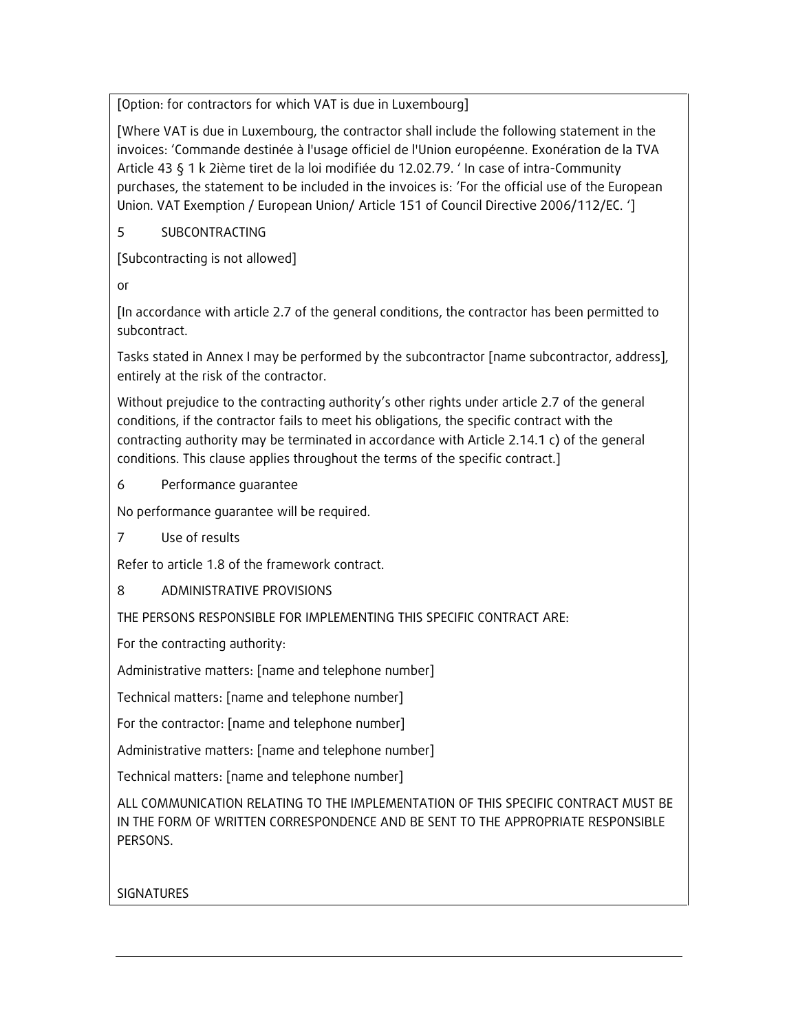[Option: for contractors for which VAT is due in Luxembourg]

[Where VAT is due in Luxembourg, the contractor shall include the following statement in the invoices: 'Commande destinée à l'usage officiel de l'Union européenne. Exonération de la TVA Article 43 § 1 k 2ième tiret de la loi modifiée du 12.02.79. ' In case of intra-Community purchases, the statement to be included in the invoices is: 'For the official use of the European Union. VAT Exemption / European Union/ Article 151 of Council Directive 2006/112/EC. ']

## 5 SUBCONTRACTING

[Subcontracting is not allowed]

or

[In accordance with article 2.7 of the general conditions, the contractor has been permitted to subcontract.

Tasks stated in Annex I may be performed by the subcontractor [name subcontractor, address], entirely at the risk of the contractor.

Without prejudice to the contracting authority's other rights under article 2.7 of the general conditions, if the contractor fails to meet his obligations, the specific contract with the contracting authority may be terminated in accordance with Article 2.14.1 c) of the general conditions. This clause applies throughout the terms of the specific contract.]

## 6 Performance guarantee

No performance guarantee will be required.

## 7 Use of results

Refer to article 1.8 of the framework contract.

## 8 ADMINISTRATIVE PROVISIONS

THE PERSONS RESPONSIBLE FOR IMPLEMENTING THIS SPECIFIC CONTRACT ARE:

For the contracting authority:

Administrative matters: [name and telephone number]

Technical matters: [name and telephone number]

For the contractor: [name and telephone number]

Administrative matters: [name and telephone number]

Technical matters: [name and telephone number]

ALL COMMUNICATION RELATING TO THE IMPLEMENTATION OF THIS SPECIFIC CONTRACT MUST BE IN THE FORM OF WRITTEN CORRESPONDENCE AND BE SENT TO THE APPROPRIATE RESPONSIBLE PERSONS.

SIGNATURES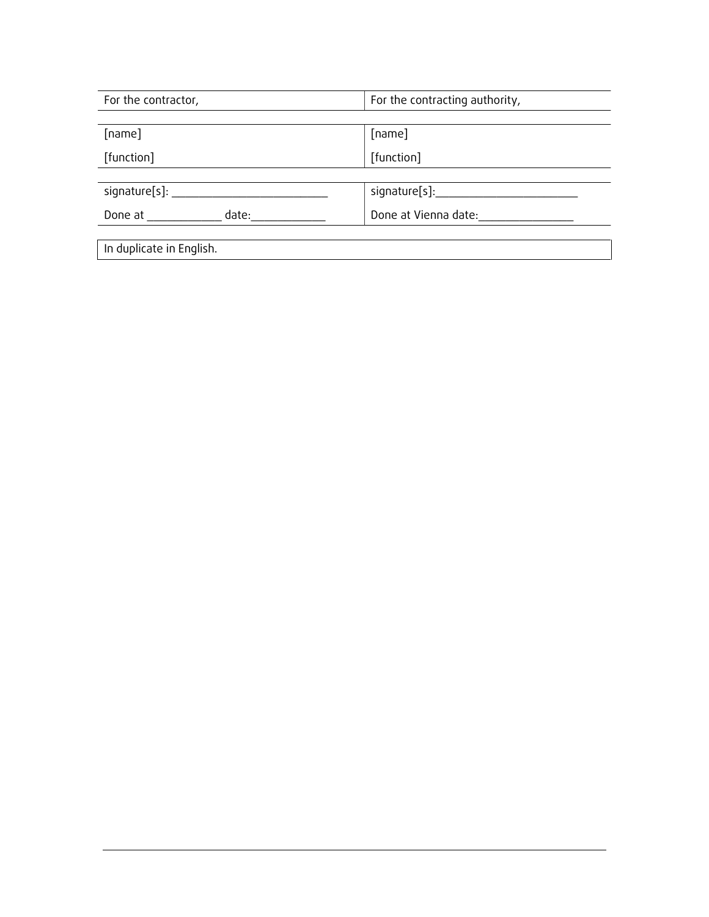| For the contractor, | For the contracting authority, |
|---|---|
| [name]<br>[function] | [name]<br>[function] |
| signature[s]: _______________________<br>Done at ___________ date:___________ | signature[s]:______________________<br>Done at Vienna date:______________ |

In duplicate in English.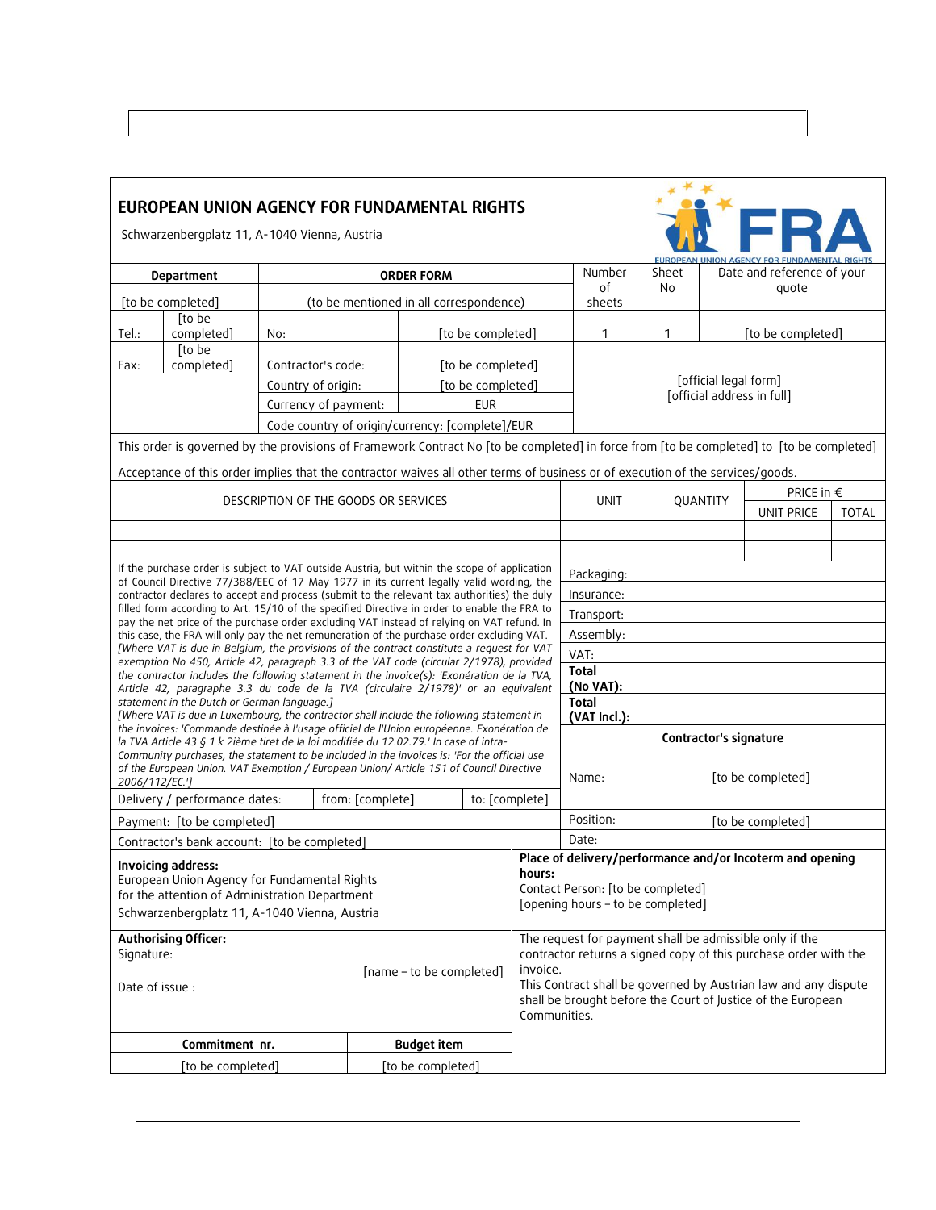## EUROPEAN UNION AGENCY FOR FUNDAMENTAL RIGHTS

Schwarzenbergplatz 11, A-1040 Vienna, Austria

| Department | | ORDER FORM | | Number of sheets | Sheet No | Date and reference of your quote |
|---|---|---|---|---|---|---|
| [to be completed] | | (to be mentioned in all correspondence) | | | | |
| Tel.: | [to be completed] | No: | [to be completed] | 1 | 1 | [to be completed] |
| Fax: | [to be completed] | Contractor's code: | [to be completed] | [official legal form] [official address in full] | | |
| | | Country of origin: | [to be completed] | | | |
| | | Currency of payment: | EUR | | | |
| | | Code country of origin/currency: [complete]/EUR | | | | |

This order is governed by the provisions of Framework Contract No [to be completed] in force from [to be completed] to [to be completed]

Acceptance of this order implies that the contractor waives all other terms of business or of execution of the services/goods.

| DESCRIPTION OF THE GOODS OR SERVICES | UNIT | QUANTITY | PRICE in € | |
|---|---|---|---|---|
| | | | UNIT PRICE | TOTAL |
| | | | | |
| | | | | |

| | | |
|---|---|---|
| If the purchase order is subject to VAT outside Austria, but within the scope of application of Council Directive 77/388/EEC of 17 May 1977 in its current legally valid wording, the contractor declares to accept and process (submit to the relevant tax authorities) the duly filled form according to Art. 15/10 of the specified Directive in order to enable the FRA to pay the net price of the purchase order excluding VAT instead of relying on VAT refund. In this case, the FRA will only pay the net remuneration of the purchase order excluding VAT. *[Where VAT is due in Belgium, the provisions of the contract constitute a request for VAT exemption No 450, Article 42, paragraph 3.3 of the VAT code (circular 2/1978), provided the contractor includes the following statement in the invoice(s): 'Exonération de la TVA, Article 42, paragraphe 3.3 du code de la TVA (circulaire 2/1978)' or an equivalent statement in the Dutch or German language.] [Where VAT is due in Luxembourg, the contractor shall include the following statement in the invoices: 'Commande destinée à l'usage officiel de l'Union européenne. Exonération de la TVA Article 43 § 1 k 2ième tiret de la loi modifiée du 12.02.79.' In case of intra-Community purchases, the statement to be included in the invoices is: 'For the official use of the European Union. VAT Exemption / European Union/ Article 151 of Council Directive 2006/112/EC.']* | Packaging: | |
| | Insurance: | |
| | Transport: | |
| | Assembly: | |
| | VAT: | |
| | **Total (No VAT):** | |
| | **Total (VAT Incl.):** | |
| | **Contractor's signature** | |
| Delivery / performance dates: from: [complete] to: [complete] | Name: | [to be completed] |
| Payment: [to be completed] | Position: | [to be completed] |
| Contractor's bank account: [to be completed] | Date: | |

**Invoicing address:**
European Union Agency for Fundamental Rights
for the attention of Administration Department
Schwarzenbergplatz 11, A-1040 Vienna, Austria

**Place of delivery/performance and/or Incoterm and opening hours:**
Contact Person: [to be completed]
[opening hours – to be completed]

**Authorising Officer:**
Signature: [name – to be completed]
Date of issue :

The request for payment shall be admissible only if the contractor returns a signed copy of this purchase order with the invoice.
This Contract shall be governed by Austrian law and any dispute shall be brought before the Court of Justice of the European Communities.

| Commitment nr. | Budget item |
|---|---|
| [to be completed] | [to be completed] |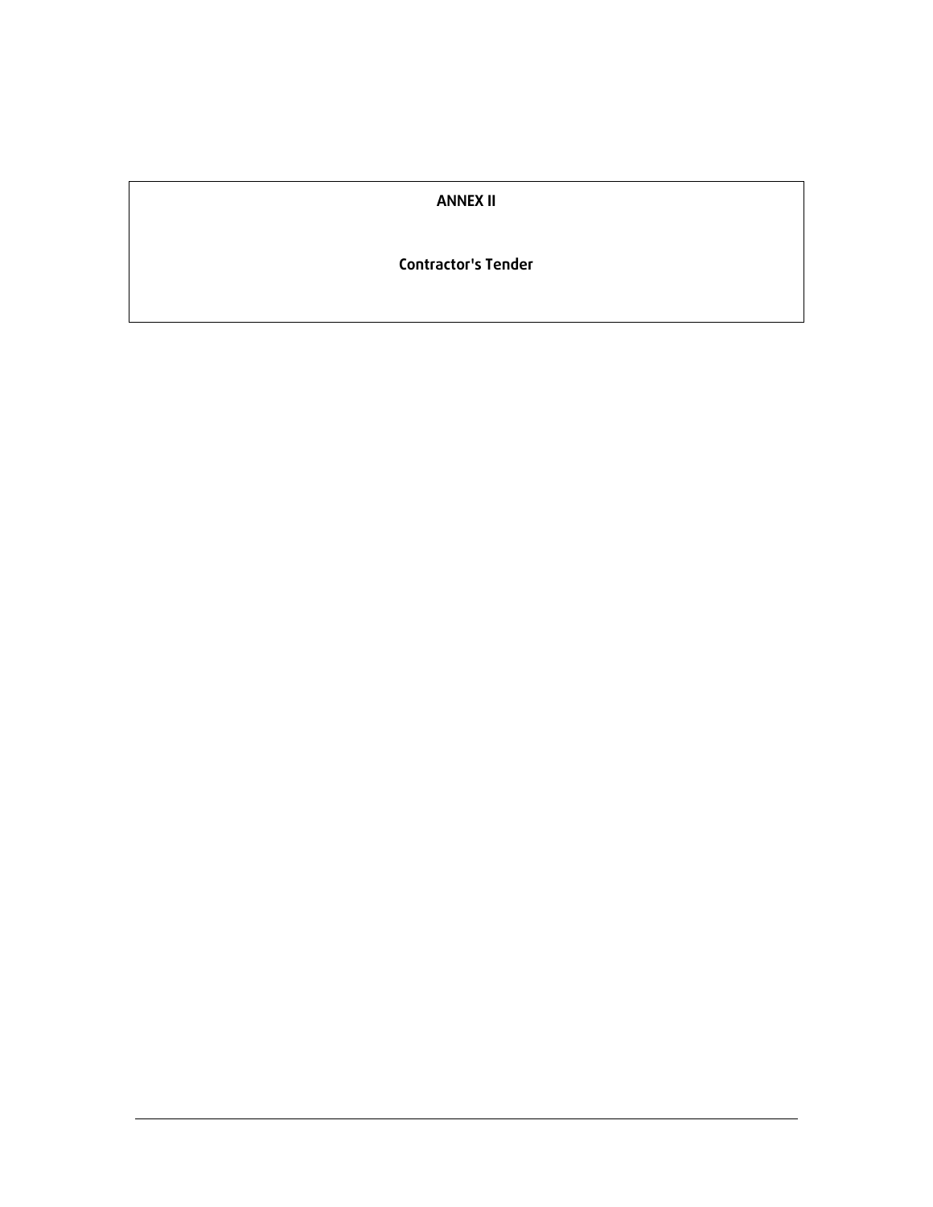# ANNEX II

## Contractor's Tender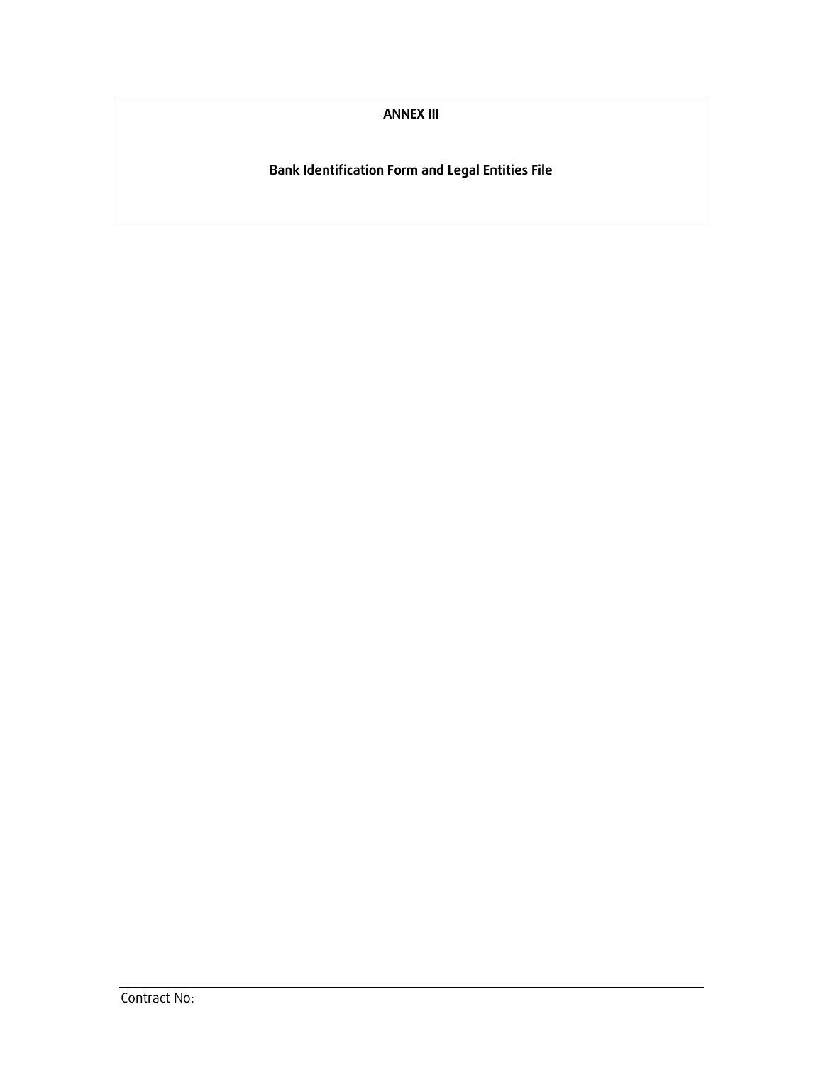**ANNEX III**

**Bank Identification Form and Legal Entities File**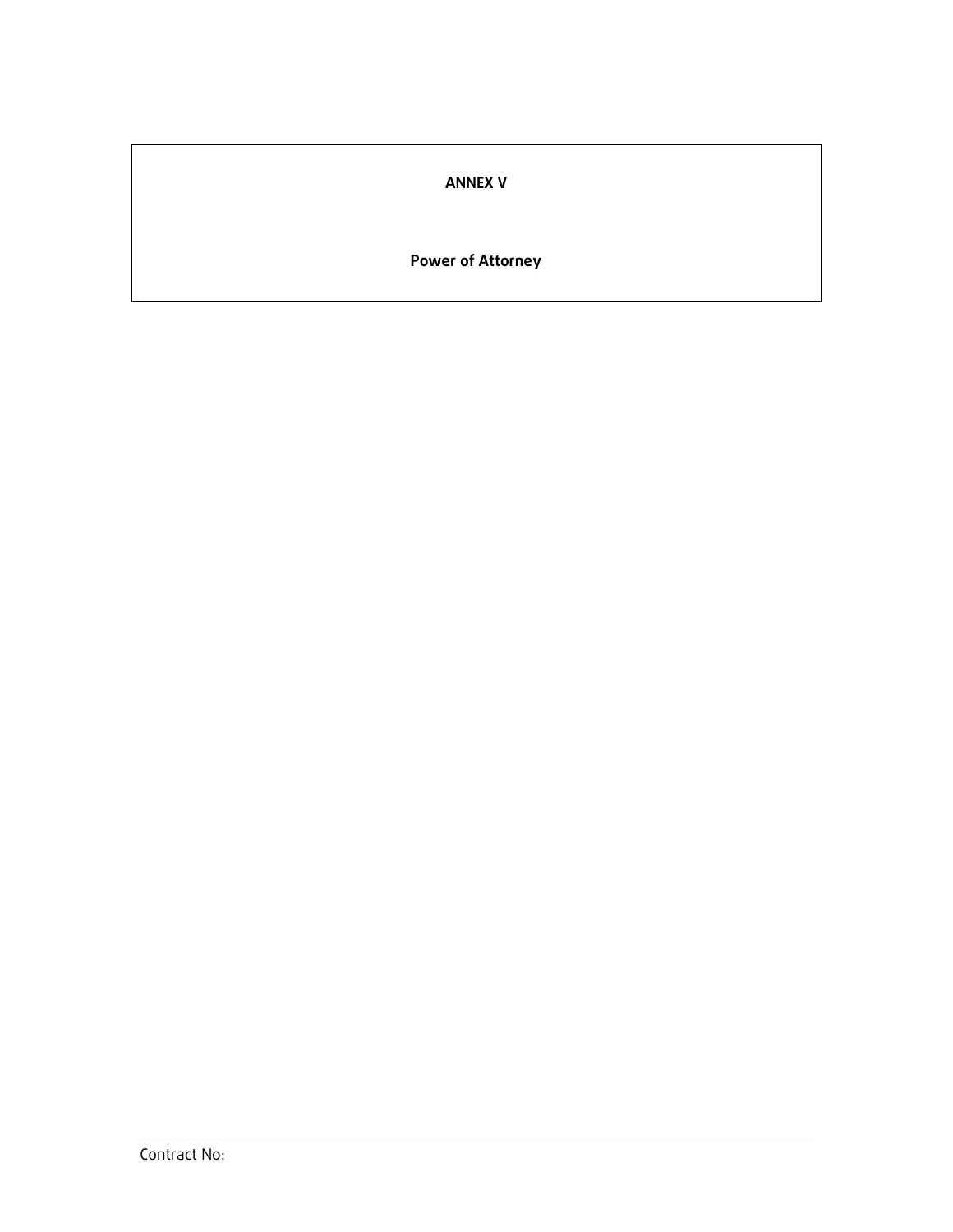**ANNEX V**

**Power of Attorney**

Contract No: